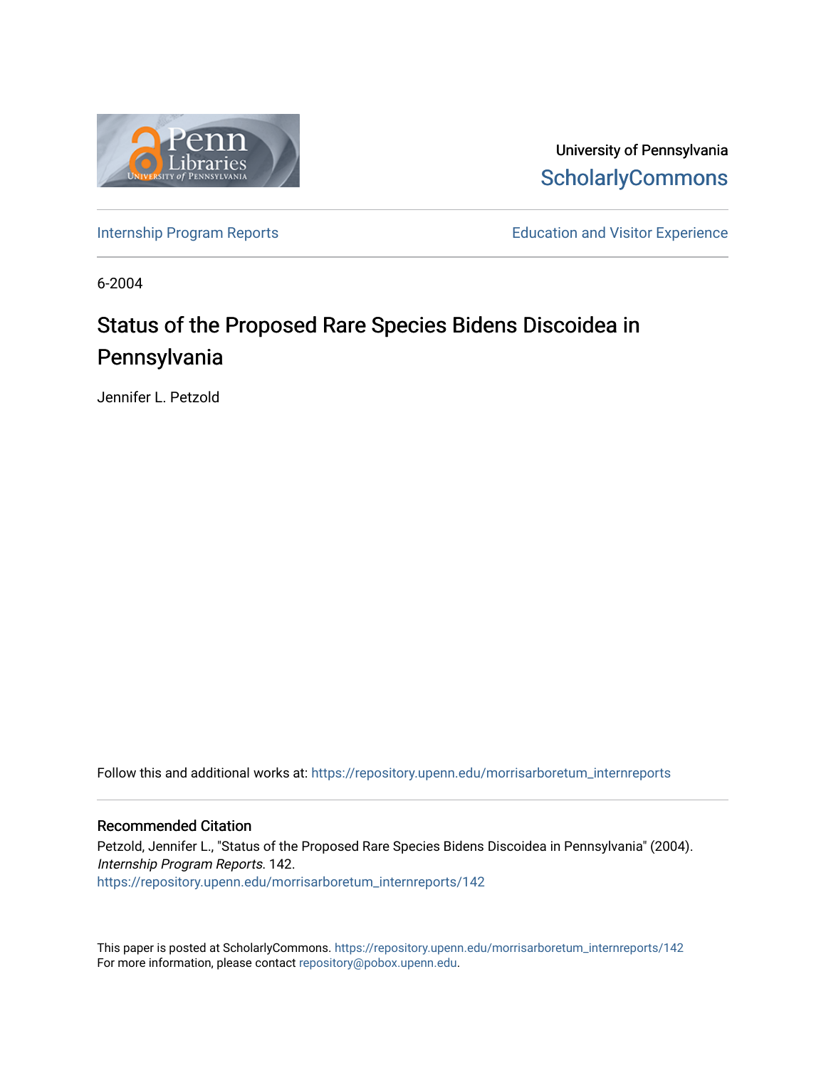University of Pennsylvania
ScholarlyCommons

Internship Program Reports | Education and Visitor Experience

6-2004

# Status of the Proposed Rare Species Bidens Discoidea in Pennsylvania

Jennifer L. Petzold

Follow this and additional works at: https://repository.upenn.edu/morrisarboretum_internreports

## Recommended Citation

Petzold, Jennifer L., "Status of the Proposed Rare Species Bidens Discoidea in Pennsylvania" (2004). *Internship Program Reports*. 142.
https://repository.upenn.edu/morrisarboretum_internreports/142

This paper is posted at ScholarlyCommons. https://repository.upenn.edu/morrisarboretum_internreports/142
For more information, please contact repository@pobox.upenn.edu.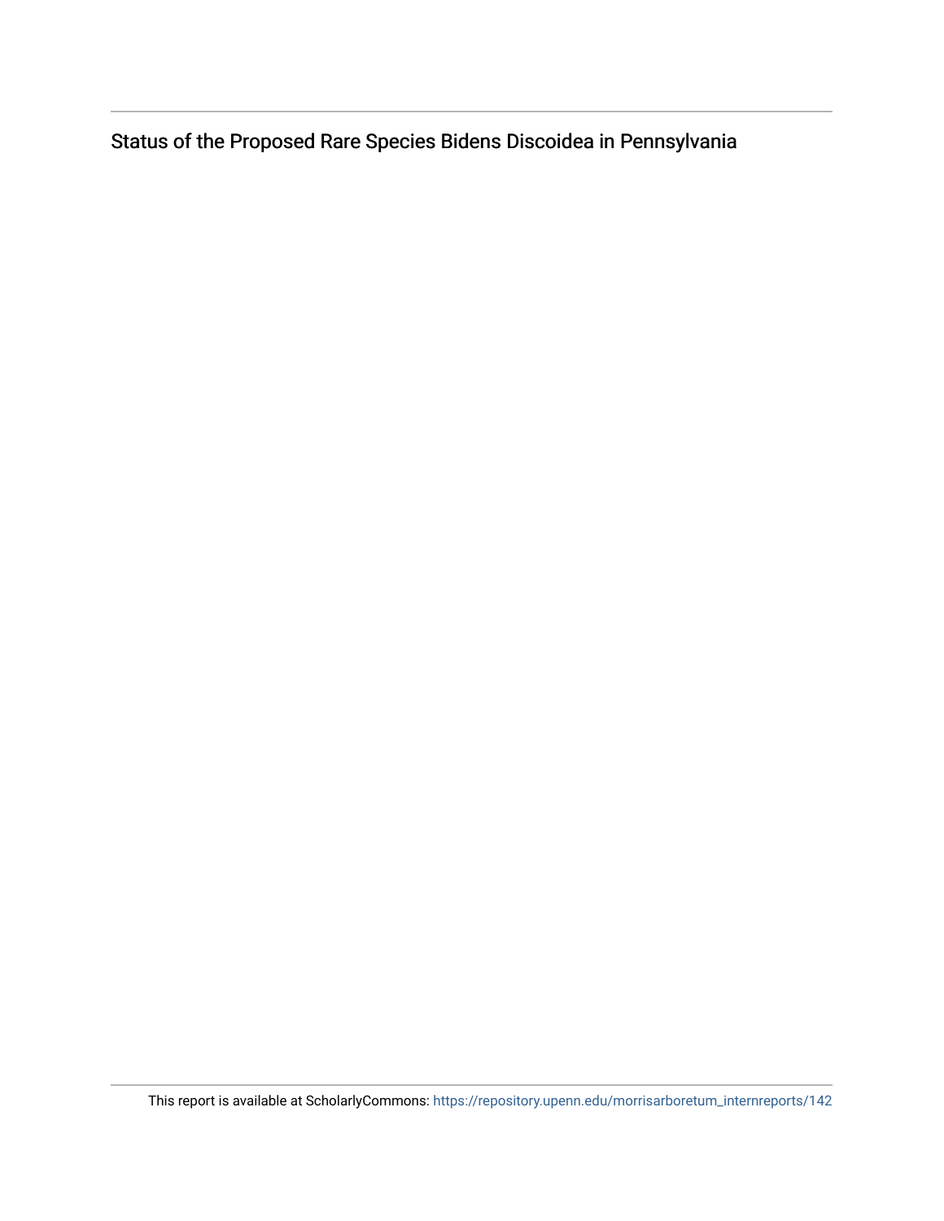Status of the Proposed Rare Species Bidens Discoidea in Pennsylvania

This report is available at ScholarlyCommons: https://repository.upenn.edu/morrisarboretum_internreports/142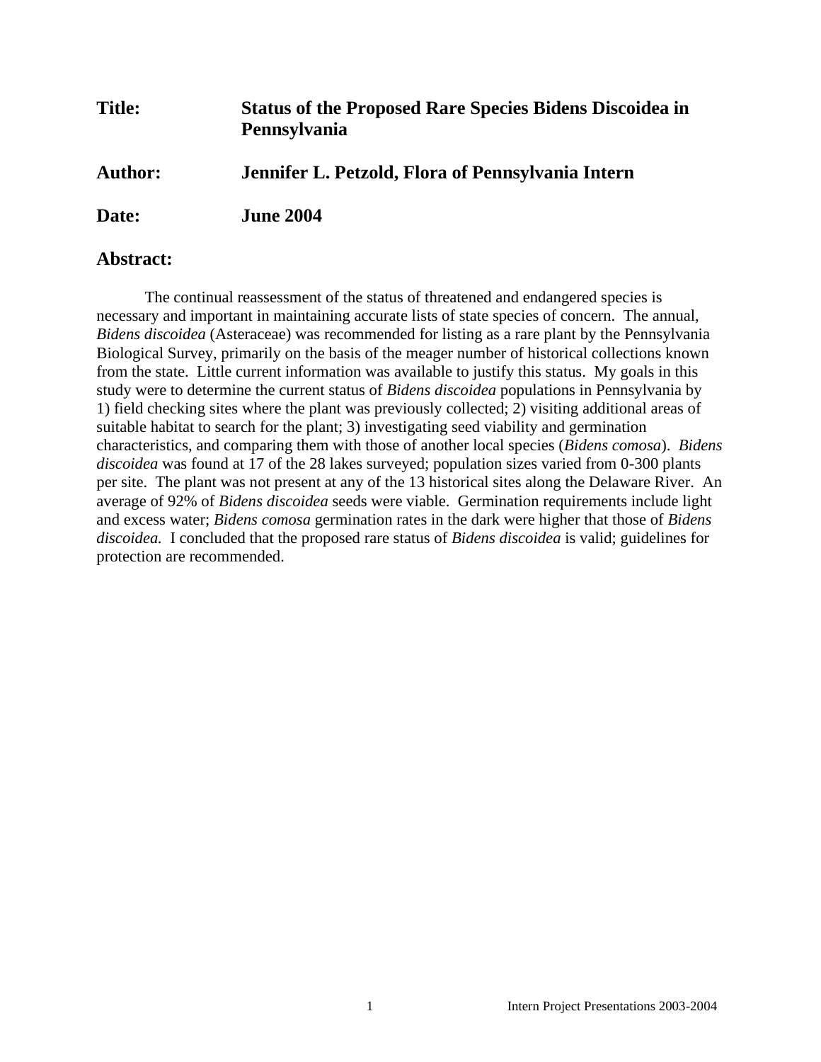**Title:** Status of the Proposed Rare Species Bidens Discoidea in Pennsylvania

**Author:** Jennifer L. Petzold, Flora of Pennsylvania Intern

**Date:** June 2004

## Abstract:

The continual reassessment of the status of threatened and endangered species is necessary and important in maintaining accurate lists of state species of concern. The annual, *Bidens discoidea* (Asteraceae) was recommended for listing as a rare plant by the Pennsylvania Biological Survey, primarily on the basis of the meager number of historical collections known from the state. Little current information was available to justify this status. My goals in this study were to determine the current status of *Bidens discoidea* populations in Pennsylvania by 1) field checking sites where the plant was previously collected; 2) visiting additional areas of suitable habitat to search for the plant; 3) investigating seed viability and germination characteristics, and comparing them with those of another local species (*Bidens comosa*). *Bidens discoidea* was found at 17 of the 28 lakes surveyed; population sizes varied from 0-300 plants per site. The plant was not present at any of the 13 historical sites along the Delaware River. An average of 92% of *Bidens discoidea* seeds were viable. Germination requirements include light and excess water; *Bidens comosa* germination rates in the dark were higher that those of *Bidens discoidea.* I concluded that the proposed rare status of *Bidens discoidea* is valid; guidelines for protection are recommended.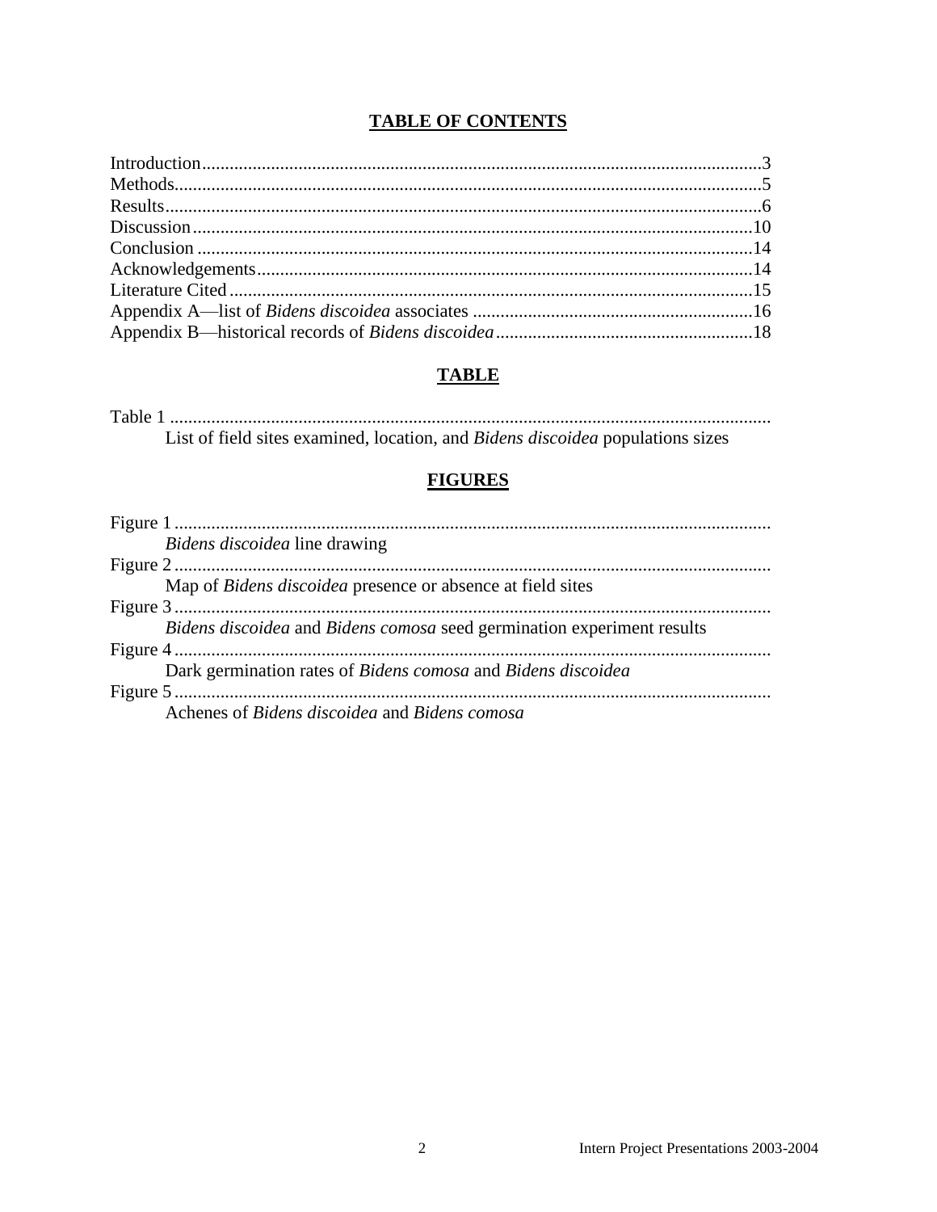## **TABLE OF CONTENTS**

Introduction........................................................................................................................3
Methods..............................................................................................................................5
Results................................................................................................................................6
Discussion........................................................................................................................10
Conclusion .......................................................................................................................14
Acknowledgements..........................................................................................................14
Literature Cited ................................................................................................................15
Appendix A—list of *Bidens discoidea* associates ............................................................16
Appendix B—historical records of *Bidens discoidea*.......................................................18

## **TABLE**

Table 1 ................................................................................................................................
List of field sites examined, location, and *Bidens discoidea* populations sizes

## **FIGURES**

Figure 1................................................................................................................................
*Bidens discoidea* line drawing
Figure 2................................................................................................................................
Map of *Bidens discoidea* presence or absence at field sites
Figure 3................................................................................................................................
*Bidens discoidea* and *Bidens comosa* seed germination experiment results
Figure 4................................................................................................................................
Dark germination rates of *Bidens comosa* and *Bidens discoidea*
Figure 5................................................................................................................................
Achenes of *Bidens discoidea* and *Bidens comosa*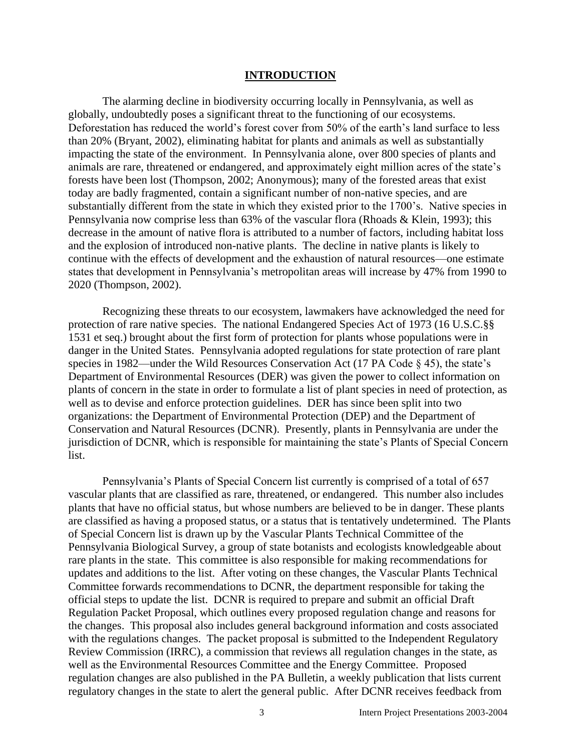## INTRODUCTION

The alarming decline in biodiversity occurring locally in Pennsylvania, as well as globally, undoubtedly poses a significant threat to the functioning of our ecosystems. Deforestation has reduced the world's forest cover from 50% of the earth's land surface to less than 20% (Bryant, 2002), eliminating habitat for plants and animals as well as substantially impacting the state of the environment. In Pennsylvania alone, over 800 species of plants and animals are rare, threatened or endangered, and approximately eight million acres of the state's forests have been lost (Thompson, 2002; Anonymous); many of the forested areas that exist today are badly fragmented, contain a significant number of non-native species, and are substantially different from the state in which they existed prior to the 1700's. Native species in Pennsylvania now comprise less than 63% of the vascular flora (Rhoads & Klein, 1993); this decrease in the amount of native flora is attributed to a number of factors, including habitat loss and the explosion of introduced non-native plants. The decline in native plants is likely to continue with the effects of development and the exhaustion of natural resources—one estimate states that development in Pennsylvania's metropolitan areas will increase by 47% from 1990 to 2020 (Thompson, 2002).

Recognizing these threats to our ecosystem, lawmakers have acknowledged the need for protection of rare native species. The national Endangered Species Act of 1973 (16 U.S.C.§§ 1531 et seq.) brought about the first form of protection for plants whose populations were in danger in the United States. Pennsylvania adopted regulations for state protection of rare plant species in 1982—under the Wild Resources Conservation Act (17 PA Code § 45), the state's Department of Environmental Resources (DER) was given the power to collect information on plants of concern in the state in order to formulate a list of plant species in need of protection, as well as to devise and enforce protection guidelines. DER has since been split into two organizations: the Department of Environmental Protection (DEP) and the Department of Conservation and Natural Resources (DCNR). Presently, plants in Pennsylvania are under the jurisdiction of DCNR, which is responsible for maintaining the state's Plants of Special Concern list.

Pennsylvania's Plants of Special Concern list currently is comprised of a total of 657 vascular plants that are classified as rare, threatened, or endangered. This number also includes plants that have no official status, but whose numbers are believed to be in danger. These plants are classified as having a proposed status, or a status that is tentatively undetermined. The Plants of Special Concern list is drawn up by the Vascular Plants Technical Committee of the Pennsylvania Biological Survey, a group of state botanists and ecologists knowledgeable about rare plants in the state. This committee is also responsible for making recommendations for updates and additions to the list. After voting on these changes, the Vascular Plants Technical Committee forwards recommendations to DCNR, the department responsible for taking the official steps to update the list. DCNR is required to prepare and submit an official Draft Regulation Packet Proposal, which outlines every proposed regulation change and reasons for the changes. This proposal also includes general background information and costs associated with the regulations changes. The packet proposal is submitted to the Independent Regulatory Review Commission (IRRC), a commission that reviews all regulation changes in the state, as well as the Environmental Resources Committee and the Energy Committee. Proposed regulation changes are also published in the PA Bulletin, a weekly publication that lists current regulatory changes in the state to alert the general public. After DCNR receives feedback from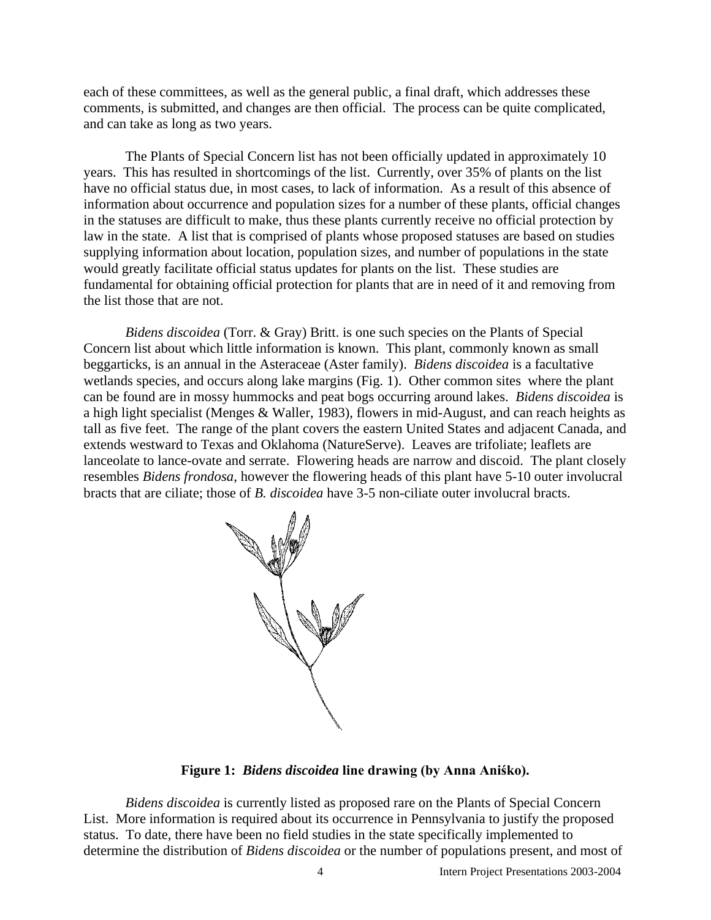each of these committees, as well as the general public, a final draft, which addresses these comments, is submitted, and changes are then official. The process can be quite complicated, and can take as long as two years.

The Plants of Special Concern list has not been officially updated in approximately 10 years. This has resulted in shortcomings of the list. Currently, over 35% of plants on the list have no official status due, in most cases, to lack of information. As a result of this absence of information about occurrence and population sizes for a number of these plants, official changes in the statuses are difficult to make, thus these plants currently receive no official protection by law in the state. A list that is comprised of plants whose proposed statuses are based on studies supplying information about location, population sizes, and number of populations in the state would greatly facilitate official status updates for plants on the list. These studies are fundamental for obtaining official protection for plants that are in need of it and removing from the list those that are not.

*Bidens discoidea* (Torr. & Gray) Britt. is one such species on the Plants of Special Concern list about which little information is known. This plant, commonly known as small beggarticks, is an annual in the Asteraceae (Aster family). *Bidens discoidea* is a facultative wetlands species, and occurs along lake margins (Fig. 1). Other common sites where the plant can be found are in mossy hummocks and peat bogs occurring around lakes. *Bidens discoidea* is a high light specialist (Menges & Waller, 1983), flowers in mid-August, and can reach heights as tall as five feet. The range of the plant covers the eastern United States and adjacent Canada, and extends westward to Texas and Oklahoma (NatureServe). Leaves are trifoliate; leaflets are lanceolate to lance-ovate and serrate. Flowering heads are narrow and discoid. The plant closely resembles *Bidens frondosa*, however the flowering heads of this plant have 5-10 outer involucral bracts that are ciliate; those of *B. discoidea* have 3-5 non-ciliate outer involucral bracts.

**Figure 1: *Bidens discoidea* line drawing (by Anna Aniśko).**

*Bidens discoidea* is currently listed as proposed rare on the Plants of Special Concern List. More information is required about its occurrence in Pennsylvania to justify the proposed status. To date, there have been no field studies in the state specifically implemented to determine the distribution of *Bidens discoidea* or the number of populations present, and most of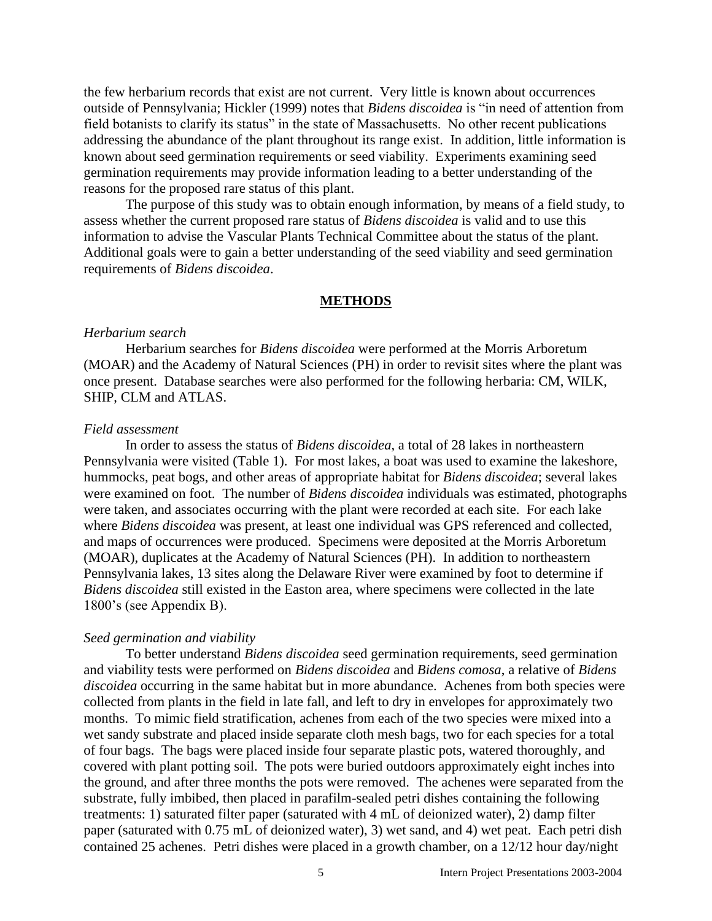the few herbarium records that exist are not current. Very little is known about occurrences outside of Pennsylvania; Hickler (1999) notes that *Bidens discoidea* is "in need of attention from field botanists to clarify its status" in the state of Massachusetts. No other recent publications addressing the abundance of the plant throughout its range exist. In addition, little information is known about seed germination requirements or seed viability. Experiments examining seed germination requirements may provide information leading to a better understanding of the reasons for the proposed rare status of this plant.

The purpose of this study was to obtain enough information, by means of a field study, to assess whether the current proposed rare status of *Bidens discoidea* is valid and to use this information to advise the Vascular Plants Technical Committee about the status of the plant. Additional goals were to gain a better understanding of the seed viability and seed germination requirements of *Bidens discoidea*.

## METHODS

### *Herbarium search*

Herbarium searches for *Bidens discoidea* were performed at the Morris Arboretum (MOAR) and the Academy of Natural Sciences (PH) in order to revisit sites where the plant was once present. Database searches were also performed for the following herbaria: CM, WILK, SHIP, CLM and ATLAS.

### *Field assessment*

In order to assess the status of *Bidens discoidea*, a total of 28 lakes in northeastern Pennsylvania were visited (Table 1). For most lakes, a boat was used to examine the lakeshore, hummocks, peat bogs, and other areas of appropriate habitat for *Bidens discoidea*; several lakes were examined on foot. The number of *Bidens discoidea* individuals was estimated, photographs were taken, and associates occurring with the plant were recorded at each site. For each lake where *Bidens discoidea* was present, at least one individual was GPS referenced and collected, and maps of occurrences were produced. Specimens were deposited at the Morris Arboretum (MOAR), duplicates at the Academy of Natural Sciences (PH). In addition to northeastern Pennsylvania lakes, 13 sites along the Delaware River were examined by foot to determine if *Bidens discoidea* still existed in the Easton area, where specimens were collected in the late 1800's (see Appendix B).

### *Seed germination and viability*

To better understand *Bidens discoidea* seed germination requirements, seed germination and viability tests were performed on *Bidens discoidea* and *Bidens comosa*, a relative of *Bidens discoidea* occurring in the same habitat but in more abundance. Achenes from both species were collected from plants in the field in late fall, and left to dry in envelopes for approximately two months. To mimic field stratification, achenes from each of the two species were mixed into a wet sandy substrate and placed inside separate cloth mesh bags, two for each species for a total of four bags. The bags were placed inside four separate plastic pots, watered thoroughly, and covered with plant potting soil. The pots were buried outdoors approximately eight inches into the ground, and after three months the pots were removed. The achenes were separated from the substrate, fully imbibed, then placed in parafilm-sealed petri dishes containing the following treatments: 1) saturated filter paper (saturated with 4 mL of deionized water), 2) damp filter paper (saturated with 0.75 mL of deionized water), 3) wet sand, and 4) wet peat. Each petri dish contained 25 achenes. Petri dishes were placed in a growth chamber, on a 12/12 hour day/night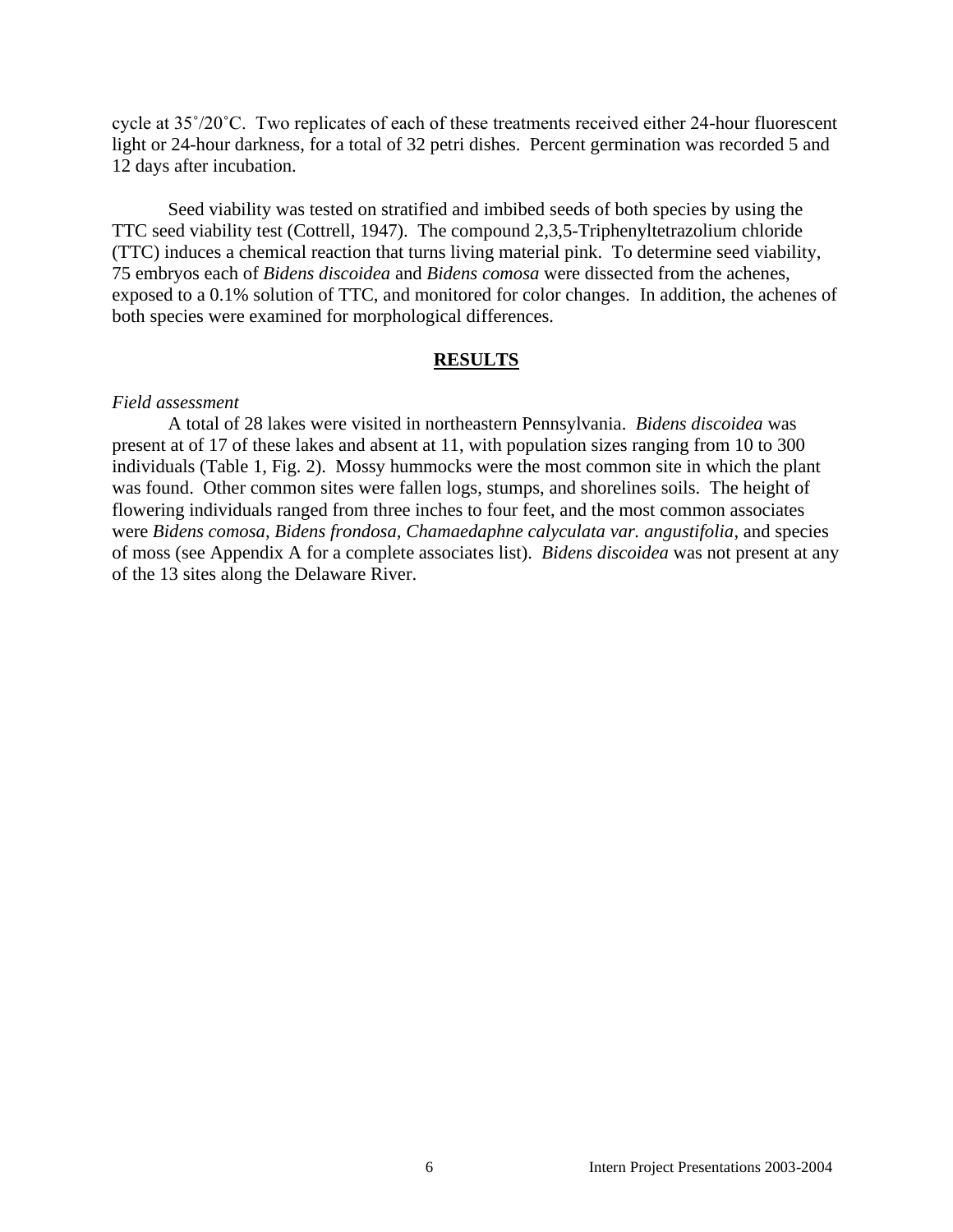cycle at 35˚/20˚C. Two replicates of each of these treatments received either 24-hour fluorescent light or 24-hour darkness, for a total of 32 petri dishes. Percent germination was recorded 5 and 12 days after incubation.

Seed viability was tested on stratified and imbibed seeds of both species by using the TTC seed viability test (Cottrell, 1947). The compound 2,3,5-Triphenyltetrazolium chloride (TTC) induces a chemical reaction that turns living material pink. To determine seed viability, 75 embryos each of *Bidens discoidea* and *Bidens comosa* were dissected from the achenes, exposed to a 0.1% solution of TTC, and monitored for color changes. In addition, the achenes of both species were examined for morphological differences.

## RESULTS

*Field assessment*

A total of 28 lakes were visited in northeastern Pennsylvania. *Bidens discoidea* was present at of 17 of these lakes and absent at 11, with population sizes ranging from 10 to 300 individuals (Table 1, Fig. 2). Mossy hummocks were the most common site in which the plant was found. Other common sites were fallen logs, stumps, and shorelines soils. The height of flowering individuals ranged from three inches to four feet, and the most common associates were *Bidens comosa, Bidens frondosa, Chamaedaphne calyculata var. angustifolia*, and species of moss (see Appendix A for a complete associates list). *Bidens discoidea* was not present at any of the 13 sites along the Delaware River.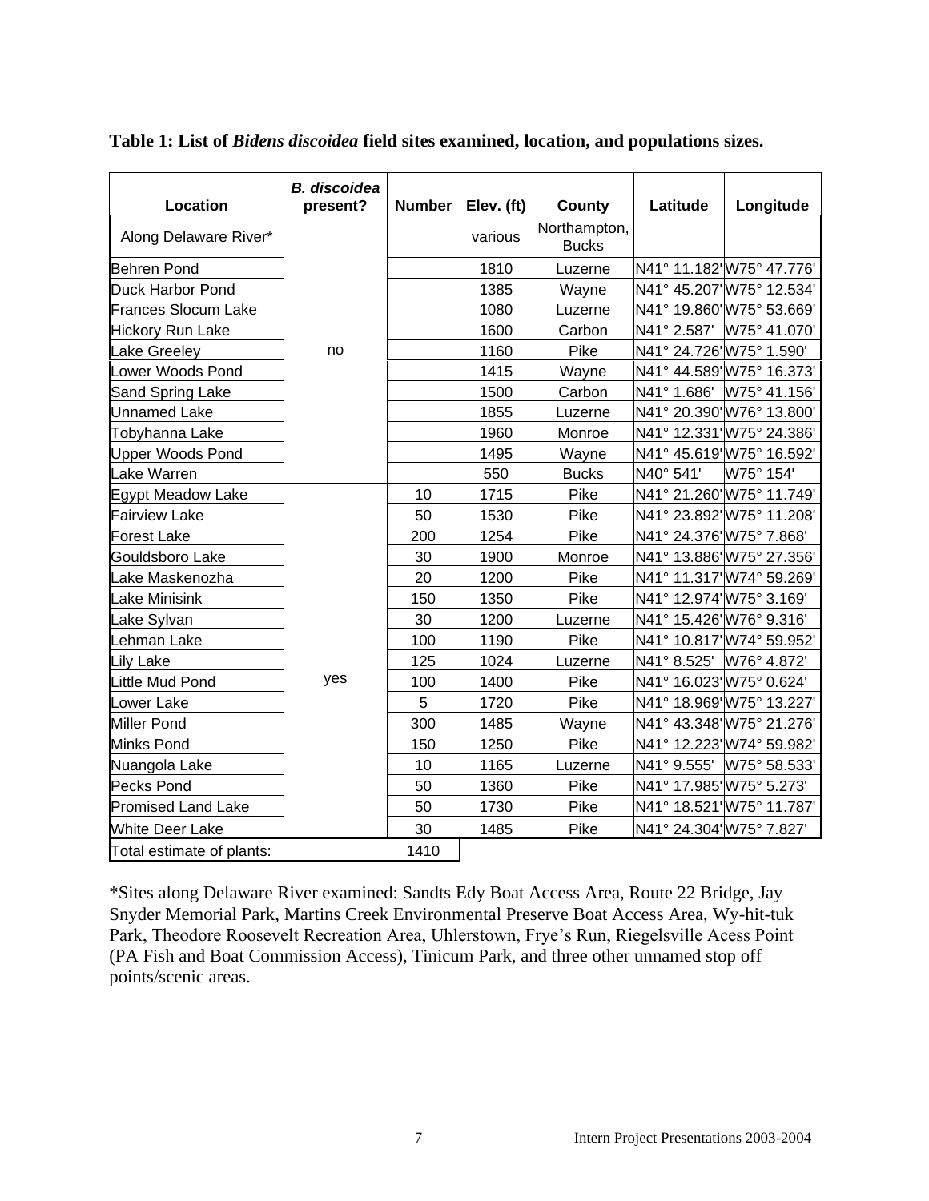**Table 1: List of *Bidens discoidea* field sites examined, location, and populations sizes.**

| Location | *B. discoidea* present? | Number | Elev. (ft) | County | Latitude | Longitude |
|---|---|---|---|---|---|---|
| Along Delaware River* | | | various | Northampton, Bucks | | |
| Behren Pond | | | 1810 | Luzerne | N41° 11.182' | W75° 47.776' |
| Duck Harbor Pond | | | 1385 | Wayne | N41° 45.207' | W75° 12.534' |
| Frances Slocum Lake | | | 1080 | Luzerne | N41° 19.860' | W75° 53.669' |
| Hickory Run Lake | | | 1600 | Carbon | N41° 2.587' | W75° 41.070' |
| Lake Greeley | no | | 1160 | Pike | N41° 24.726' | W75° 1.590' |
| Lower Woods Pond | | | 1415 | Wayne | N41° 44.589' | W75° 16.373' |
| Sand Spring Lake | | | 1500 | Carbon | N41° 1.686' | W75° 41.156' |
| Unnamed Lake | | | 1855 | Luzerne | N41° 20.390' | W76° 13.800' |
| Tobyhanna Lake | | | 1960 | Monroe | N41° 12.331' | W75° 24.386' |
| Upper Woods Pond | | | 1495 | Wayne | N41° 45.619' | W75° 16.592' |
| Lake Warren | | | 550 | Bucks | N40° 541' | W75° 154' |
| Egypt Meadow Lake | | 10 | 1715 | Pike | N41° 21.260' | W75° 11.749' |
| Fairview Lake | | 50 | 1530 | Pike | N41° 23.892' | W75° 11.208' |
| Forest Lake | | 200 | 1254 | Pike | N41° 24.376' | W75° 7.868' |
| Gouldsboro Lake | | 30 | 1900 | Monroe | N41° 13.886' | W75° 27.356' |
| Lake Maskenozha | | 20 | 1200 | Pike | N41° 11.317' | W74° 59.269' |
| Lake Minisink | | 150 | 1350 | Pike | N41° 12.974' | W75° 3.169' |
| Lake Sylvan | | 30 | 1200 | Luzerne | N41° 15.426' | W76° 9.316' |
| Lehman Lake | | 100 | 1190 | Pike | N41° 10.817' | W74° 59.952' |
| Lily Lake | | 125 | 1024 | Luzerne | N41° 8.525' | W76° 4.872' |
| Little Mud Pond | yes | 100 | 1400 | Pike | N41° 16.023' | W75° 0.624' |
| Lower Lake | | 5 | 1720 | Pike | N41° 18.969' | W75° 13.227' |
| Miller Pond | | 300 | 1485 | Wayne | N41° 43.348' | W75° 21.276' |
| Minks Pond | | 150 | 1250 | Pike | N41° 12.223' | W74° 59.982' |
| Nuangola Lake | | 10 | 1165 | Luzerne | N41° 9.555' | W75° 58.533' |
| Pecks Pond | | 50 | 1360 | Pike | N41° 17.985' | W75° 5.273' |
| Promised Land Lake | | 50 | 1730 | Pike | N41° 18.521' | W75° 11.787' |
| White Deer Lake | | 30 | 1485 | Pike | N41° 24.304' | W75° 7.827' |
| Total estimate of plants: | | 1410 | | | | |

*Sites along Delaware River examined: Sandts Edy Boat Access Area, Route 22 Bridge, Jay Snyder Memorial Park, Martins Creek Environmental Preserve Boat Access Area, Wy-hit-tuk Park, Theodore Roosevelt Recreation Area, Uhlerstown, Frye's Run, Riegelsville Acess Point (PA Fish and Boat Commission Access), Tinicum Park, and three other unnamed stop off points/scenic areas.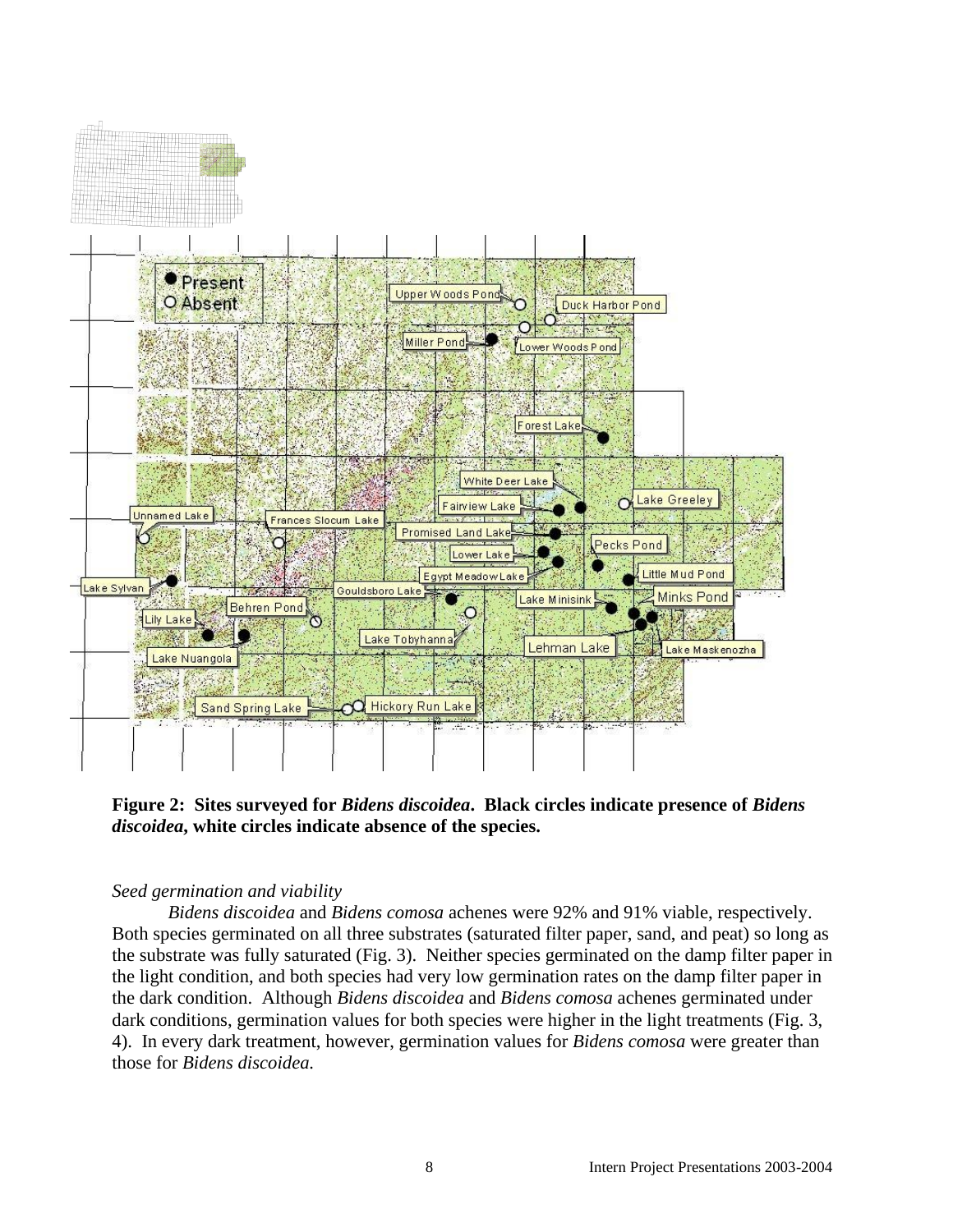**Figure 2: Sites surveyed for *Bidens discoidea*. Black circles indicate presence of *Bidens discoidea*, white circles indicate absence of the species.**

*Seed germination and viability*

*Bidens discoidea* and *Bidens comosa* achenes were 92% and 91% viable, respectively. Both species germinated on all three substrates (saturated filter paper, sand, and peat) so long as the substrate was fully saturated (Fig. 3). Neither species germinated on the damp filter paper in the light condition, and both species had very low germination rates on the damp filter paper in the dark condition. Although *Bidens discoidea* and *Bidens comosa* achenes germinated under dark conditions, germination values for both species were higher in the light treatments (Fig. 3, 4). In every dark treatment, however, germination values for *Bidens comosa* were greater than those for *Bidens discoidea.*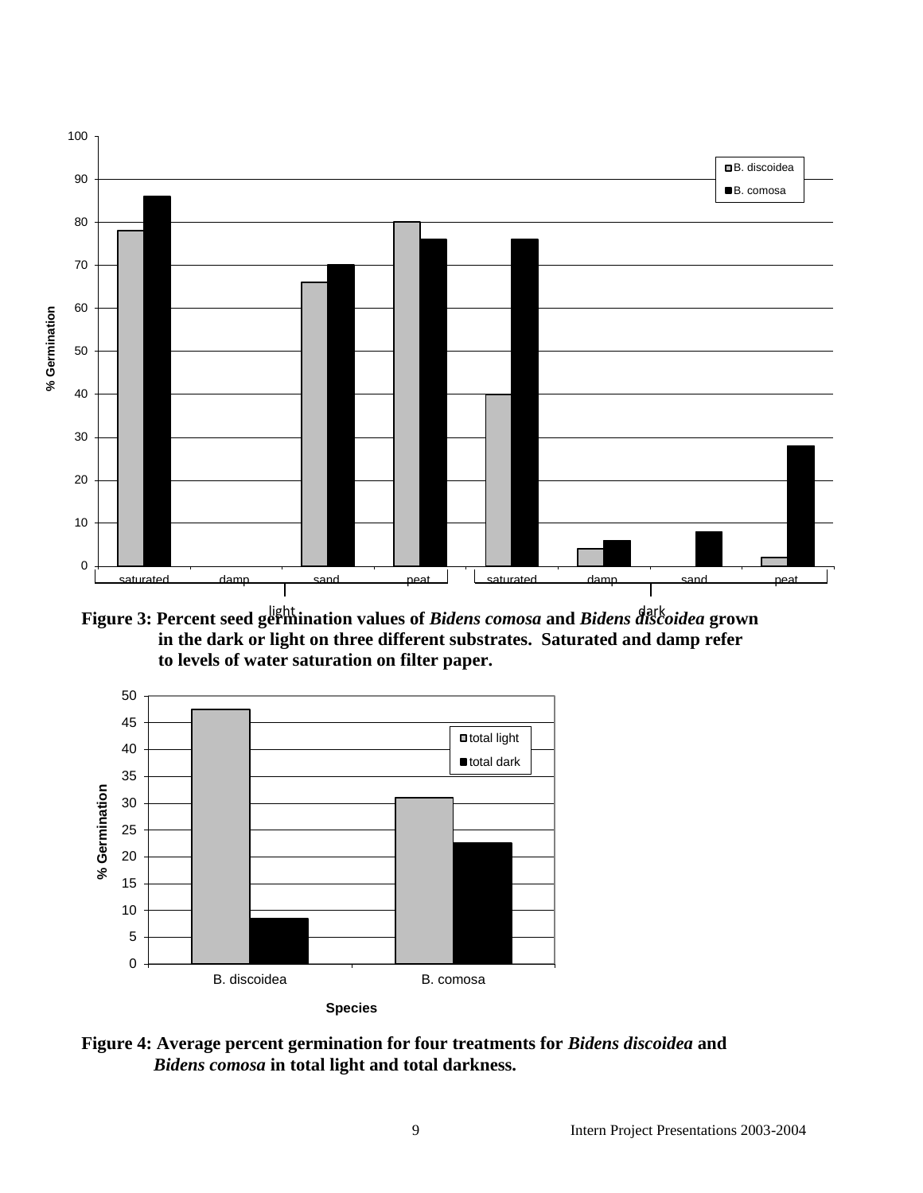**Figure 3: Percent seed germination values of *Bidens comosa* and *Bidens discoidea* grown in the dark or light on three different substrates. Saturated and damp refer to levels of water saturation on filter paper.**

**Figure 4: Average percent germination for four treatments for *Bidens discoidea* and *Bidens comosa* in total light and total darkness.**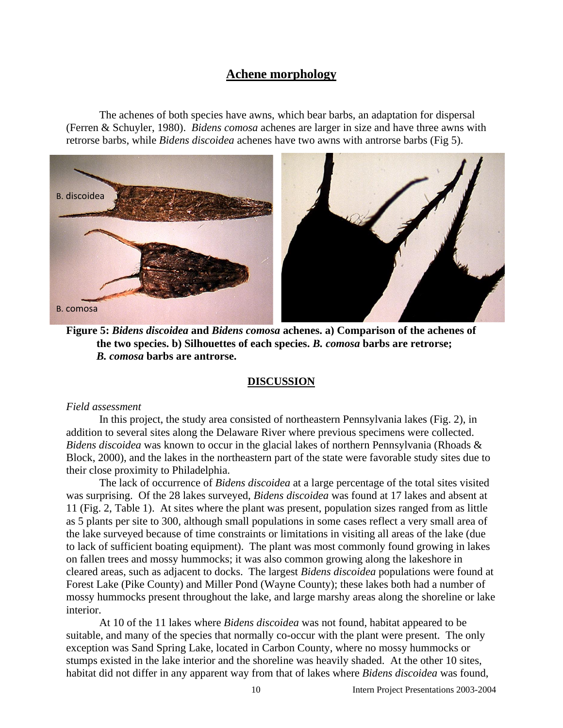## Achene morphology

The achenes of both species have awns, which bear barbs, an adaptation for dispersal (Ferren & Schuyler, 1980). *Bidens comosa* achenes are larger in size and have three awns with retrorse barbs, while *Bidens discoidea* achenes have two awns with antrorse barbs (Fig 5).

**Figure 5: *Bidens discoidea* and *Bidens comosa* achenes. a) Comparison of the achenes of the two species. b) Silhouettes of each species. *B. comosa* barbs are retrorse; *B. comosa* barbs are antrorse.**

## DISCUSSION

*Field assessment*

In this project, the study area consisted of northeastern Pennsylvania lakes (Fig. 2), in addition to several sites along the Delaware River where previous specimens were collected. *Bidens discoidea* was known to occur in the glacial lakes of northern Pennsylvania (Rhoads & Block, 2000), and the lakes in the northeastern part of the state were favorable study sites due to their close proximity to Philadelphia.

The lack of occurrence of *Bidens discoidea* at a large percentage of the total sites visited was surprising. Of the 28 lakes surveyed, *Bidens discoidea* was found at 17 lakes and absent at 11 (Fig. 2, Table 1). At sites where the plant was present, population sizes ranged from as little as 5 plants per site to 300, although small populations in some cases reflect a very small area of the lake surveyed because of time constraints or limitations in visiting all areas of the lake (due to lack of sufficient boating equipment). The plant was most commonly found growing in lakes on fallen trees and mossy hummocks; it was also common growing along the lakeshore in cleared areas, such as adjacent to docks. The largest *Bidens discoidea* populations were found at Forest Lake (Pike County) and Miller Pond (Wayne County); these lakes both had a number of mossy hummocks present throughout the lake, and large marshy areas along the shoreline or lake interior.

At 10 of the 11 lakes where *Bidens discoidea* was not found, habitat appeared to be suitable, and many of the species that normally co-occur with the plant were present. The only exception was Sand Spring Lake, located in Carbon County, where no mossy hummocks or stumps existed in the lake interior and the shoreline was heavily shaded. At the other 10 sites, habitat did not differ in any apparent way from that of lakes where *Bidens discoidea* was found,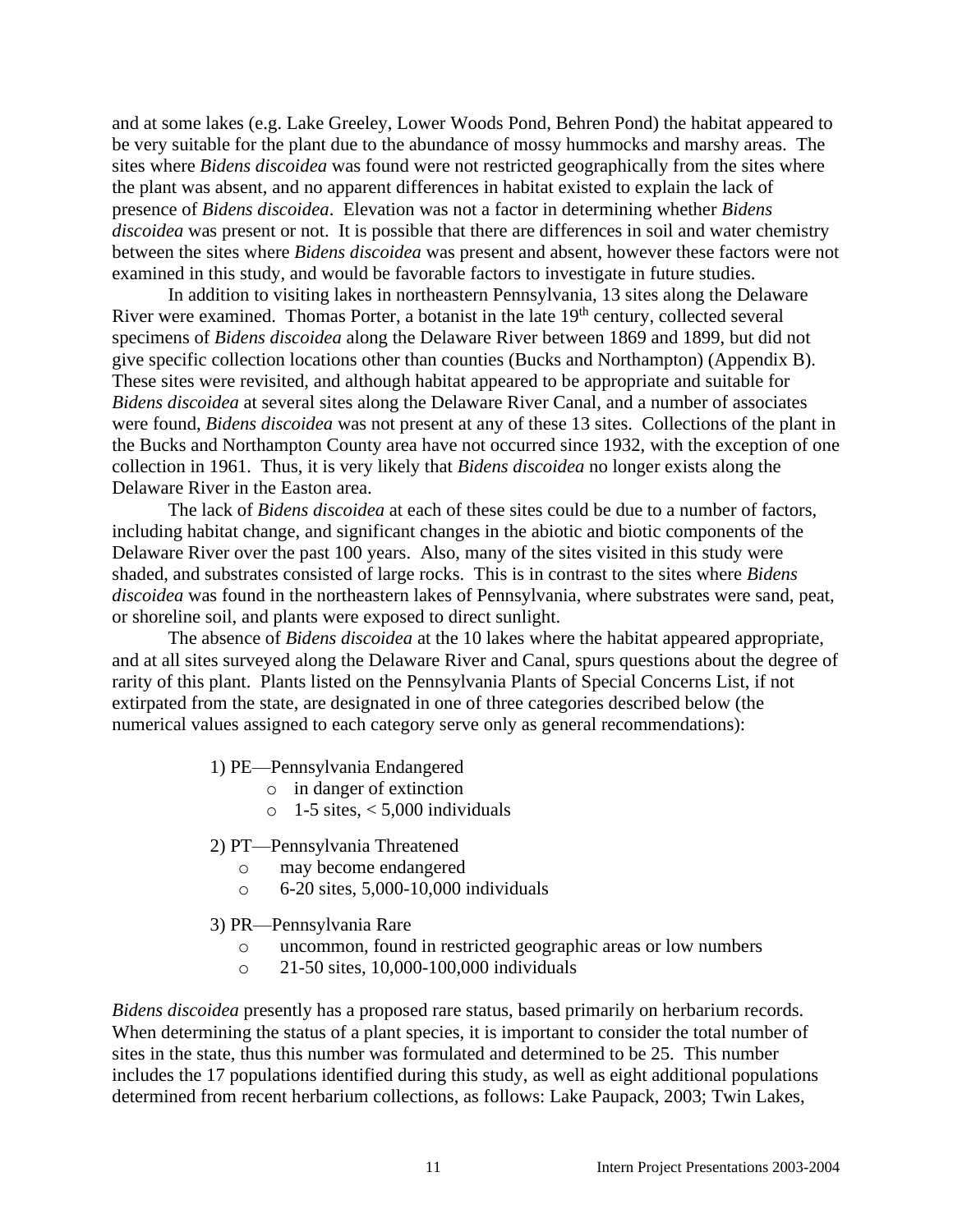and at some lakes (e.g. Lake Greeley, Lower Woods Pond, Behren Pond) the habitat appeared to be very suitable for the plant due to the abundance of mossy hummocks and marshy areas. The sites where *Bidens discoidea* was found were not restricted geographically from the sites where the plant was absent, and no apparent differences in habitat existed to explain the lack of presence of *Bidens discoidea*. Elevation was not a factor in determining whether *Bidens discoidea* was present or not. It is possible that there are differences in soil and water chemistry between the sites where *Bidens discoidea* was present and absent, however these factors were not examined in this study, and would be favorable factors to investigate in future studies.

In addition to visiting lakes in northeastern Pennsylvania, 13 sites along the Delaware River were examined. Thomas Porter, a botanist in the late 19th century, collected several specimens of *Bidens discoidea* along the Delaware River between 1869 and 1899, but did not give specific collection locations other than counties (Bucks and Northampton) (Appendix B). These sites were revisited, and although habitat appeared to be appropriate and suitable for *Bidens discoidea* at several sites along the Delaware River Canal, and a number of associates were found, *Bidens discoidea* was not present at any of these 13 sites. Collections of the plant in the Bucks and Northampton County area have not occurred since 1932, with the exception of one collection in 1961. Thus, it is very likely that *Bidens discoidea* no longer exists along the Delaware River in the Easton area.

The lack of *Bidens discoidea* at each of these sites could be due to a number of factors, including habitat change, and significant changes in the abiotic and biotic components of the Delaware River over the past 100 years. Also, many of the sites visited in this study were shaded, and substrates consisted of large rocks. This is in contrast to the sites where *Bidens discoidea* was found in the northeastern lakes of Pennsylvania, where substrates were sand, peat, or shoreline soil, and plants were exposed to direct sunlight.

The absence of *Bidens discoidea* at the 10 lakes where the habitat appeared appropriate, and at all sites surveyed along the Delaware River and Canal, spurs questions about the degree of rarity of this plant. Plants listed on the Pennsylvania Plants of Special Concerns List, if not extirpated from the state, are designated in one of three categories described below (the numerical values assigned to each category serve only as general recommendations):

1) PE—Pennsylvania Endangered
   - in danger of extinction
   - 1-5 sites, < 5,000 individuals

2) PT—Pennsylvania Threatened
   - may become endangered
   - 6-20 sites, 5,000-10,000 individuals

3) PR—Pennsylvania Rare
   - uncommon, found in restricted geographic areas or low numbers
   - 21-50 sites, 10,000-100,000 individuals

*Bidens discoidea* presently has a proposed rare status, based primarily on herbarium records. When determining the status of a plant species, it is important to consider the total number of sites in the state, thus this number was formulated and determined to be 25. This number includes the 17 populations identified during this study, as well as eight additional populations determined from recent herbarium collections, as follows: Lake Paupack, 2003; Twin Lakes,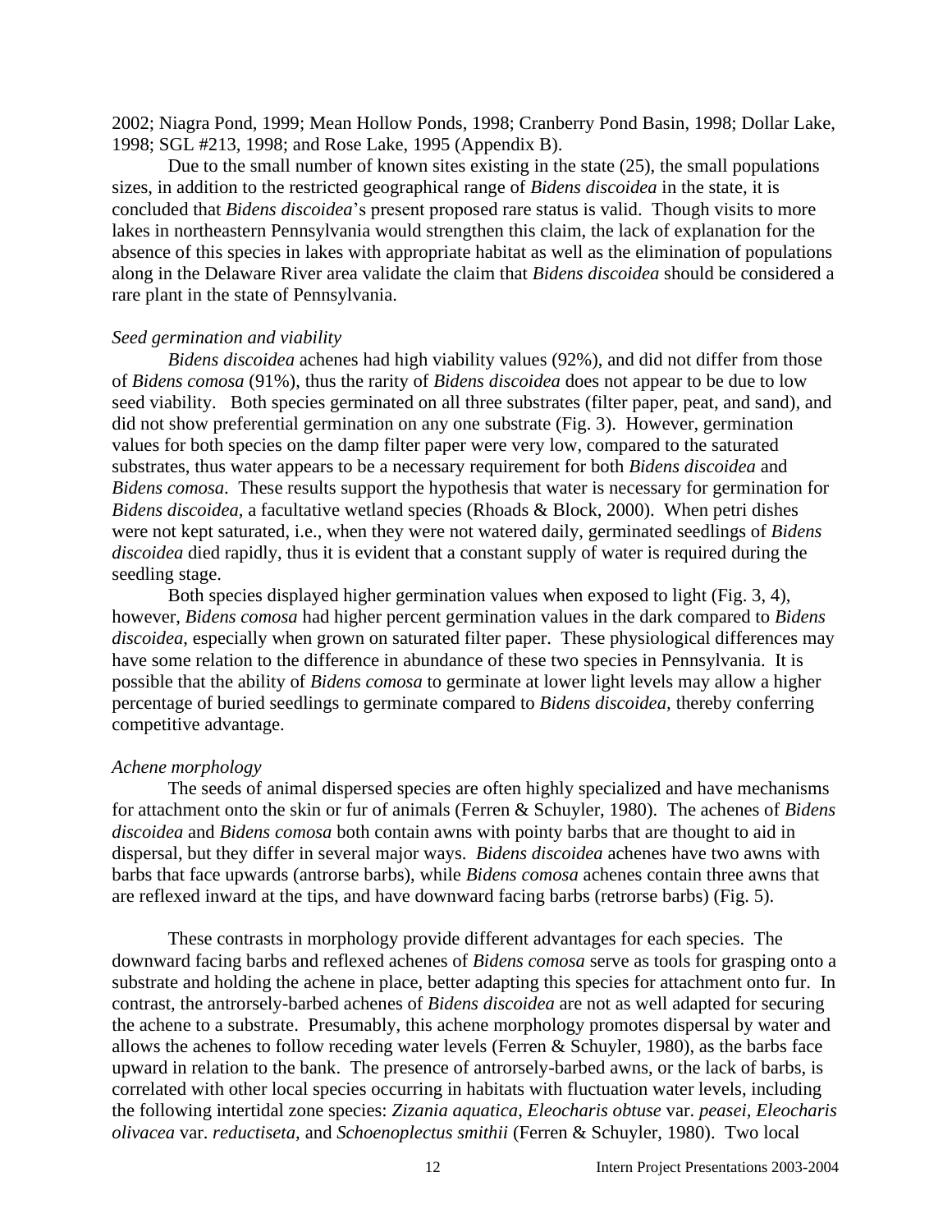2002; Niagra Pond, 1999; Mean Hollow Ponds, 1998; Cranberry Pond Basin, 1998; Dollar Lake, 1998; SGL #213, 1998; and Rose Lake, 1995 (Appendix B).

Due to the small number of known sites existing in the state (25), the small populations sizes, in addition to the restricted geographical range of *Bidens discoidea* in the state, it is concluded that *Bidens discoidea*'s present proposed rare status is valid. Though visits to more lakes in northeastern Pennsylvania would strengthen this claim, the lack of explanation for the absence of this species in lakes with appropriate habitat as well as the elimination of populations along in the Delaware River area validate the claim that *Bidens discoidea* should be considered a rare plant in the state of Pennsylvania.

*Seed germination and viability*

*Bidens discoidea* achenes had high viability values (92%), and did not differ from those of *Bidens comosa* (91%), thus the rarity of *Bidens discoidea* does not appear to be due to low seed viability. Both species germinated on all three substrates (filter paper, peat, and sand), and did not show preferential germination on any one substrate (Fig. 3). However, germination values for both species on the damp filter paper were very low, compared to the saturated substrates, thus water appears to be a necessary requirement for both *Bidens discoidea* and *Bidens comosa*. These results support the hypothesis that water is necessary for germination for *Bidens discoidea,* a facultative wetland species (Rhoads & Block, 2000). When petri dishes were not kept saturated, i.e., when they were not watered daily, germinated seedlings of *Bidens discoidea* died rapidly, thus it is evident that a constant supply of water is required during the seedling stage.

Both species displayed higher germination values when exposed to light (Fig. 3, 4), however, *Bidens comosa* had higher percent germination values in the dark compared to *Bidens discoidea,* especially when grown on saturated filter paper. These physiological differences may have some relation to the difference in abundance of these two species in Pennsylvania. It is possible that the ability of *Bidens comosa* to germinate at lower light levels may allow a higher percentage of buried seedlings to germinate compared to *Bidens discoidea,* thereby conferring competitive advantage.

*Achene morphology*

The seeds of animal dispersed species are often highly specialized and have mechanisms for attachment onto the skin or fur of animals (Ferren & Schuyler, 1980). The achenes of *Bidens discoidea* and *Bidens comosa* both contain awns with pointy barbs that are thought to aid in dispersal, but they differ in several major ways. *Bidens discoidea* achenes have two awns with barbs that face upwards (antrorse barbs), while *Bidens comosa* achenes contain three awns that are reflexed inward at the tips, and have downward facing barbs (retrorse barbs) (Fig. 5).

These contrasts in morphology provide different advantages for each species. The downward facing barbs and reflexed achenes of *Bidens comosa* serve as tools for grasping onto a substrate and holding the achene in place, better adapting this species for attachment onto fur. In contrast, the antrorsely-barbed achenes of *Bidens discoidea* are not as well adapted for securing the achene to a substrate. Presumably, this achene morphology promotes dispersal by water and allows the achenes to follow receding water levels (Ferren & Schuyler, 1980), as the barbs face upward in relation to the bank. The presence of antrorsely-barbed awns, or the lack of barbs, is correlated with other local species occurring in habitats with fluctuation water levels, including the following intertidal zone species: *Zizania aquatica, Eleocharis obtuse* var. *peasei, Eleocharis olivacea* var. *reductiseta,* and *Schoenoplectus smithii* (Ferren & Schuyler, 1980). Two local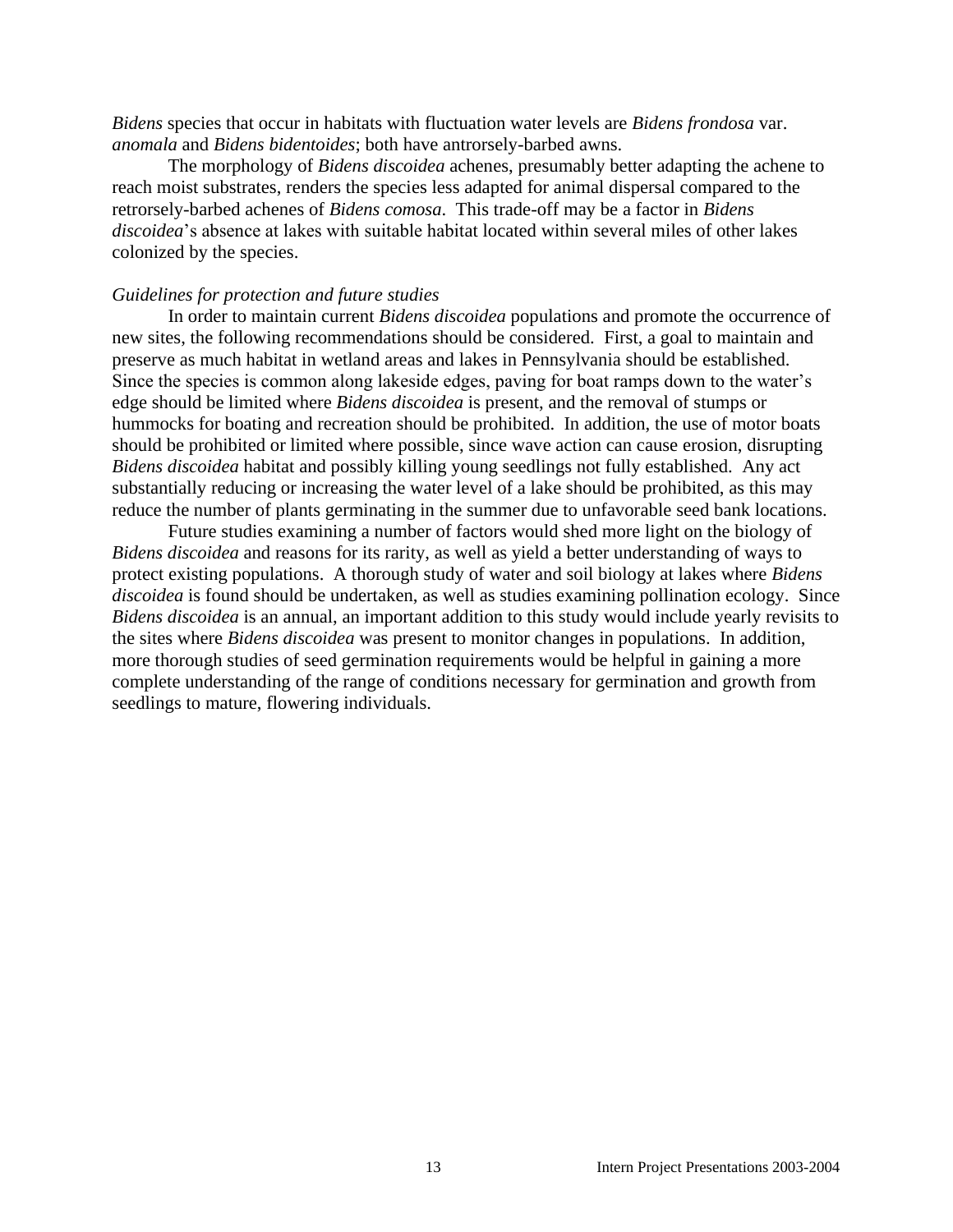*Bidens* species that occur in habitats with fluctuation water levels are *Bidens frondosa* var. *anomala* and *Bidens bidentoides*; both have antrorsely-barbed awns.

The morphology of *Bidens discoidea* achenes, presumably better adapting the achene to reach moist substrates, renders the species less adapted for animal dispersal compared to the retrorsely-barbed achenes of *Bidens comosa*. This trade-off may be a factor in *Bidens discoidea*'s absence at lakes with suitable habitat located within several miles of other lakes colonized by the species.

*Guidelines for protection and future studies*

In order to maintain current *Bidens discoidea* populations and promote the occurrence of new sites, the following recommendations should be considered. First, a goal to maintain and preserve as much habitat in wetland areas and lakes in Pennsylvania should be established. Since the species is common along lakeside edges, paving for boat ramps down to the water's edge should be limited where *Bidens discoidea* is present, and the removal of stumps or hummocks for boating and recreation should be prohibited. In addition, the use of motor boats should be prohibited or limited where possible, since wave action can cause erosion, disrupting *Bidens discoidea* habitat and possibly killing young seedlings not fully established. Any act substantially reducing or increasing the water level of a lake should be prohibited, as this may reduce the number of plants germinating in the summer due to unfavorable seed bank locations.

Future studies examining a number of factors would shed more light on the biology of *Bidens discoidea* and reasons for its rarity, as well as yield a better understanding of ways to protect existing populations. A thorough study of water and soil biology at lakes where *Bidens discoidea* is found should be undertaken, as well as studies examining pollination ecology. Since *Bidens discoidea* is an annual, an important addition to this study would include yearly revisits to the sites where *Bidens discoidea* was present to monitor changes in populations. In addition, more thorough studies of seed germination requirements would be helpful in gaining a more complete understanding of the range of conditions necessary for germination and growth from seedlings to mature, flowering individuals.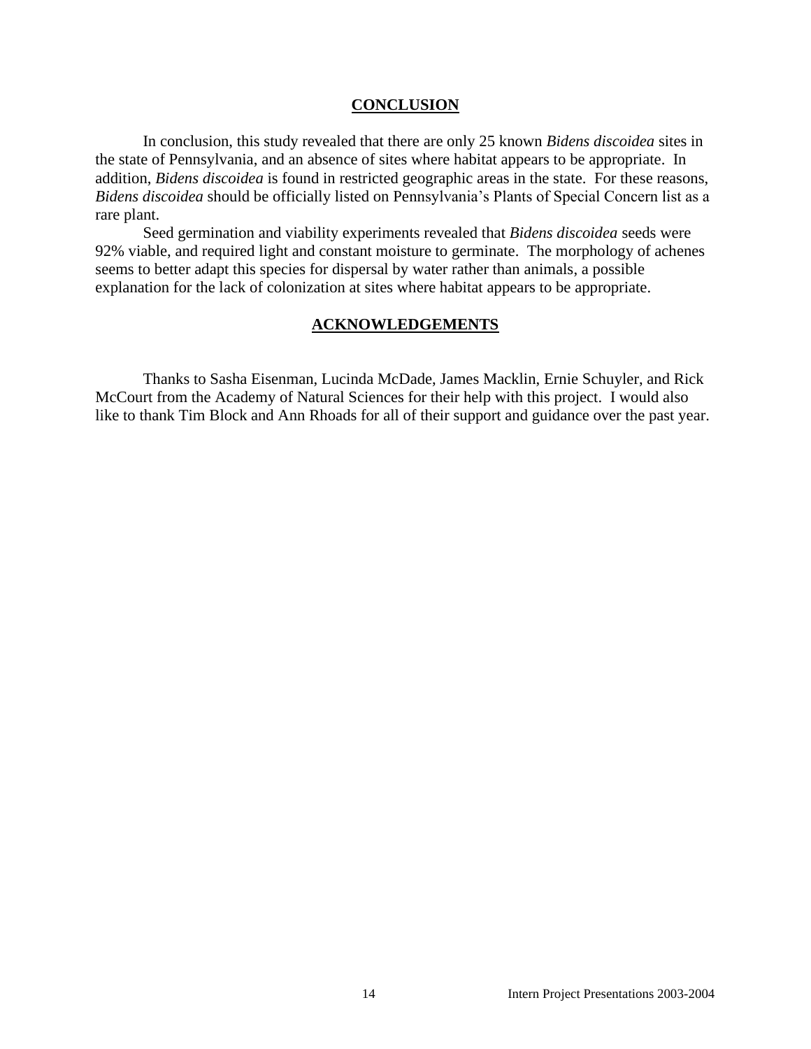## CONCLUSION

In conclusion, this study revealed that there are only 25 known *Bidens discoidea* sites in the state of Pennsylvania, and an absence of sites where habitat appears to be appropriate. In addition, *Bidens discoidea* is found in restricted geographic areas in the state. For these reasons, *Bidens discoidea* should be officially listed on Pennsylvania's Plants of Special Concern list as a rare plant.

Seed germination and viability experiments revealed that *Bidens discoidea* seeds were 92% viable, and required light and constant moisture to germinate. The morphology of achenes seems to better adapt this species for dispersal by water rather than animals, a possible explanation for the lack of colonization at sites where habitat appears to be appropriate.

## ACKNOWLEDGEMENTS

Thanks to Sasha Eisenman, Lucinda McDade, James Macklin, Ernie Schuyler, and Rick McCourt from the Academy of Natural Sciences for their help with this project. I would also like to thank Tim Block and Ann Rhoads for all of their support and guidance over the past year.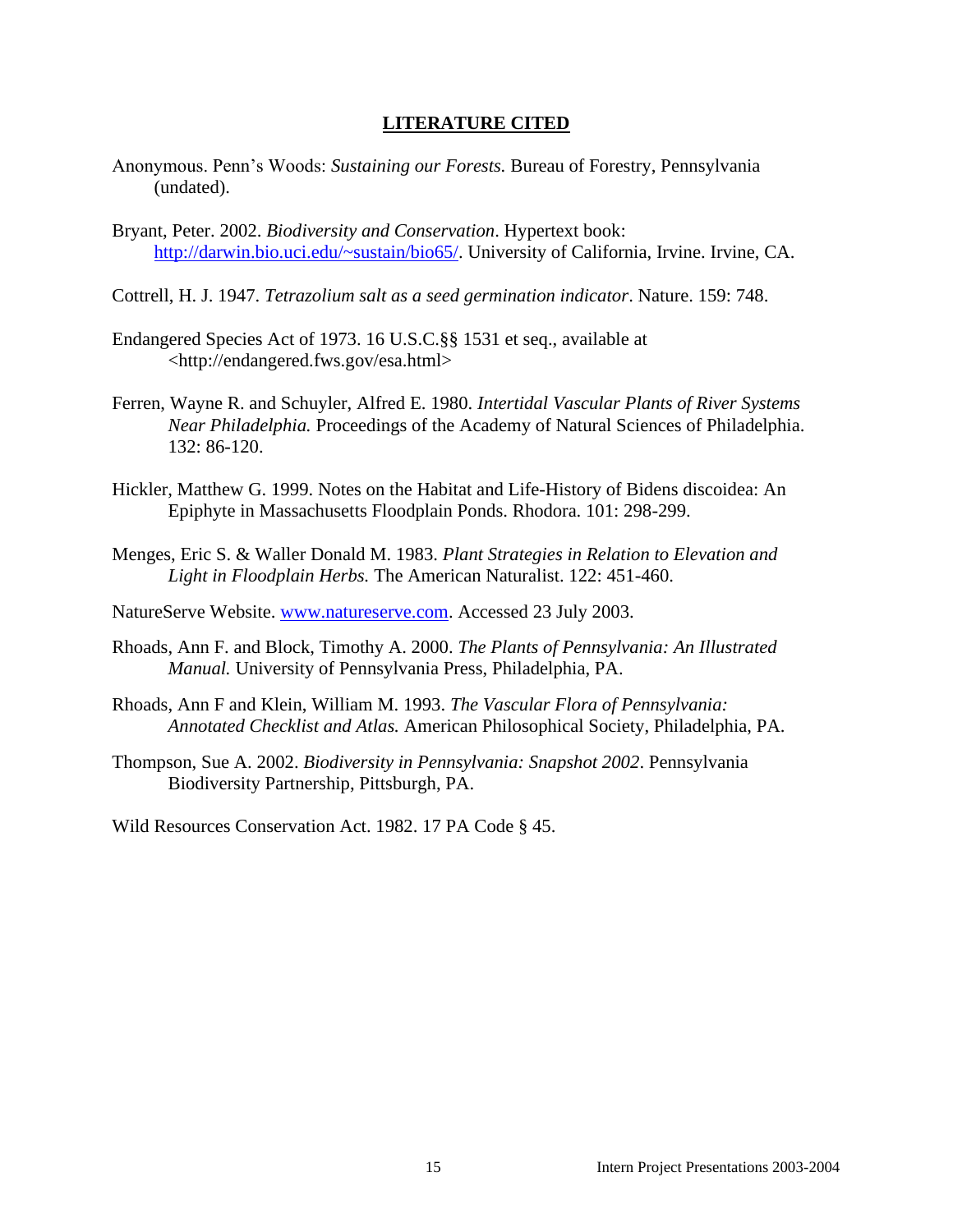## LITERATURE CITED

Anonymous. Penn's Woods: *Sustaining our Forests.* Bureau of Forestry, Pennsylvania (undated).

Bryant, Peter. 2002. *Biodiversity and Conservation*. Hypertext book: http://darwin.bio.uci.edu/~sustain/bio65/. University of California, Irvine. Irvine, CA.

Cottrell, H. J. 1947. *Tetrazolium salt as a seed germination indicator*. Nature. 159: 748.

Endangered Species Act of 1973. 16 U.S.C.§§ 1531 et seq., available at <http://endangered.fws.gov/esa.html>

Ferren, Wayne R. and Schuyler, Alfred E. 1980. *Intertidal Vascular Plants of River Systems Near Philadelphia.* Proceedings of the Academy of Natural Sciences of Philadelphia. 132: 86-120.

Hickler, Matthew G. 1999. Notes on the Habitat and Life-History of Bidens discoidea: An Epiphyte in Massachusetts Floodplain Ponds. Rhodora. 101: 298-299.

Menges, Eric S. & Waller Donald M. 1983. *Plant Strategies in Relation to Elevation and Light in Floodplain Herbs.* The American Naturalist. 122: 451-460.

NatureServe Website. www.natureserve.com. Accessed 23 July 2003.

Rhoads, Ann F. and Block, Timothy A. 2000. *The Plants of Pennsylvania: An Illustrated Manual.* University of Pennsylvania Press, Philadelphia, PA.

Rhoads, Ann F and Klein, William M. 1993. *The Vascular Flora of Pennsylvania: Annotated Checklist and Atlas.* American Philosophical Society, Philadelphia, PA.

Thompson, Sue A. 2002. *Biodiversity in Pennsylvania: Snapshot 2002*. Pennsylvania Biodiversity Partnership, Pittsburgh, PA.

Wild Resources Conservation Act. 1982. 17 PA Code § 45.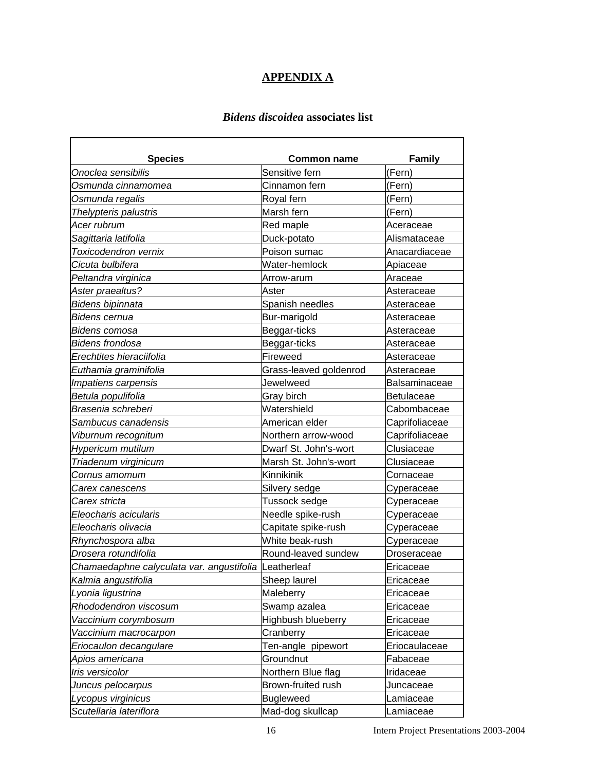## APPENDIX A

### *Bidens discoidea* associates list

| Species | Common name | Family |
|---|---|---|
| *Onoclea sensibilis* | Sensitive fern | (Fern) |
| *Osmunda cinnamomea* | Cinnamon fern | (Fern) |
| *Osmunda regalis* | Royal fern | (Fern) |
| *Thelypteris palustris* | Marsh fern | (Fern) |
| *Acer rubrum* | Red maple | Aceraceae |
| *Sagittaria latifolia* | Duck-potato | Alismataceae |
| *Toxicodendron vernix* | Poison sumac | Anacardiaceae |
| *Cicuta bulbifera* | Water-hemlock | Apiaceae |
| *Peltandra virginica* | Arrow-arum | Araceae |
| *Aster praealtus?* | Aster | Asteraceae |
| *Bidens bipinnata* | Spanish needles | Asteraceae |
| *Bidens cernua* | Bur-marigold | Asteraceae |
| *Bidens comosa* | Beggar-ticks | Asteraceae |
| *Bidens frondosa* | Beggar-ticks | Asteraceae |
| *Erechtites hieraciifolia* | Fireweed | Asteraceae |
| *Euthamia graminifolia* | Grass-leaved goldenrod | Asteraceae |
| *Impatiens carpensis* | Jewelweed | Balsaminaceae |
| *Betula populifolia* | Gray birch | Betulaceae |
| *Brasenia schreberi* | Watershield | Cabombaceae |
| *Sambucus canadensis* | American elder | Caprifoliaceae |
| *Viburnum recognitum* | Northern arrow-wood | Caprifoliaceae |
| *Hypericum mutilum* | Dwarf St. John's-wort | Clusiaceae |
| *Triadenum virginicum* | Marsh St. John's-wort | Clusiaceae |
| *Cornus amomum* | Kinnikinik | Cornaceae |
| *Carex canescens* | Silvery sedge | Cyperaceae |
| *Carex stricta* | Tussock sedge | Cyperaceae |
| *Eleocharis acicularis* | Needle spike-rush | Cyperaceae |
| *Eleocharis olivacia* | Capitate spike-rush | Cyperaceae |
| *Rhynchospora alba* | White beak-rush | Cyperaceae |
| *Drosera rotundifolia* | Round-leaved sundew | Droseraceae |
| *Chamaedaphne calyculata var. angustifolia* | Leatherleaf | Ericaceae |
| *Kalmia angustifolia* | Sheep laurel | Ericaceae |
| *Lyonia ligustrina* | Maleberry | Ericaceae |
| *Rhododendron viscosum* | Swamp azalea | Ericaceae |
| *Vaccinium corymbosum* | Highbush blueberry | Ericaceae |
| *Vaccinium macrocarpon* | Cranberry | Ericaceae |
| *Eriocaulon decangulare* | Ten-angle pipewort | Eriocaulaceae |
| *Apios americana* | Groundnut | Fabaceae |
| *Iris versicolor* | Northern Blue flag | Iridaceae |
| *Juncus pelocarpus* | Brown-fruited rush | Juncaceae |
| *Lycopus virginicus* | Bugleweed | Lamiaceae |
| *Scutellaria lateriflora* | Mad-dog skullcap | Lamiaceae |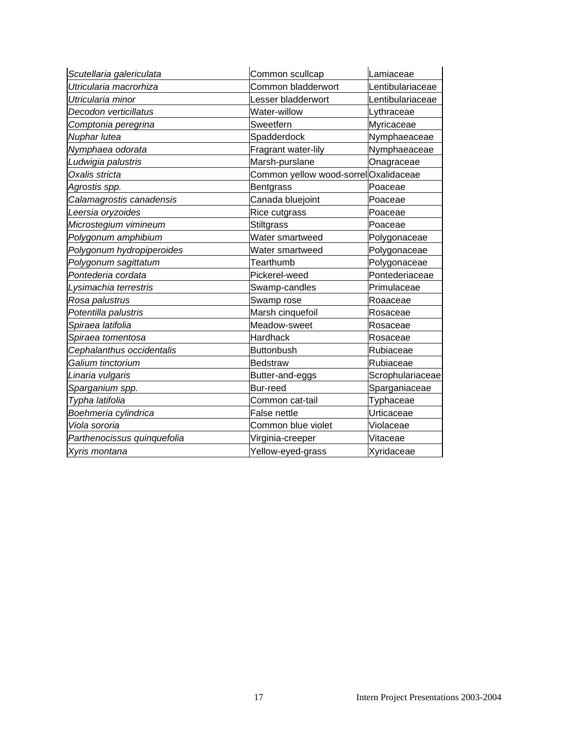| | | |
|---|---|---|
| *Scutellaria galericulata* | Common scullcap | Lamiaceae |
| *Utricularia macrorhiza* | Common bladderwort | Lentibulariaceae |
| *Utricularia minor* | Lesser bladderwort | Lentibulariaceae |
| *Decodon verticillatus* | Water-willow | Lythraceae |
| *Comptonia peregrina* | Sweetfern | Myricaceae |
| *Nuphar lutea* | Spadderdock | Nymphaeaceae |
| *Nymphaea odorata* | Fragrant water-lily | Nymphaeaceae |
| *Ludwigia palustris* | Marsh-purslane | Onagraceae |
| *Oxalis stricta* | Common yellow wood-sorrel | Oxalidaceae |
| *Agrostis spp.* | Bentgrass | Poaceae |
| *Calamagrostis canadensis* | Canada bluejoint | Poaceae |
| *Leersia oryzoides* | Rice cutgrass | Poaceae |
| *Microstegium vimineum* | Stiltgrass | Poaceae |
| *Polygonum amphibium* | Water smartweed | Polygonaceae |
| *Polygonum hydropiperoides* | Water smartweed | Polygonaceae |
| *Polygonum sagittatum* | Tearthumb | Polygonaceae |
| *Pontederia cordata* | Pickerel-weed | Pontederiaceae |
| *Lysimachia terrestris* | Swamp-candles | Primulaceae |
| *Rosa palustrus* | Swamp rose | Roaaceae |
| *Potentilla palustris* | Marsh cinquefoil | Rosaceae |
| *Spiraea latifolia* | Meadow-sweet | Rosaceae |
| *Spiraea tomentosa* | Hardhack | Rosaceae |
| *Cephalanthus occidentalis* | Buttonbush | Rubiaceae |
| *Galium tinctorium* | Bedstraw | Rubiaceae |
| *Linaria vulgaris* | Butter-and-eggs | Scrophulariaceae |
| *Sparganium spp.* | Bur-reed | Sparganiaceae |
| *Typha latifolia* | Common cat-tail | Typhaceae |
| *Boehmeria cylindrica* | False nettle | Urticaceae |
| *Viola sororia* | Common blue violet | Violaceae |
| *Parthenocissus quinquefolia* | Virginia-creeper | Vitaceae |
| *Xyris montana* | Yellow-eyed-grass | Xyridaceae |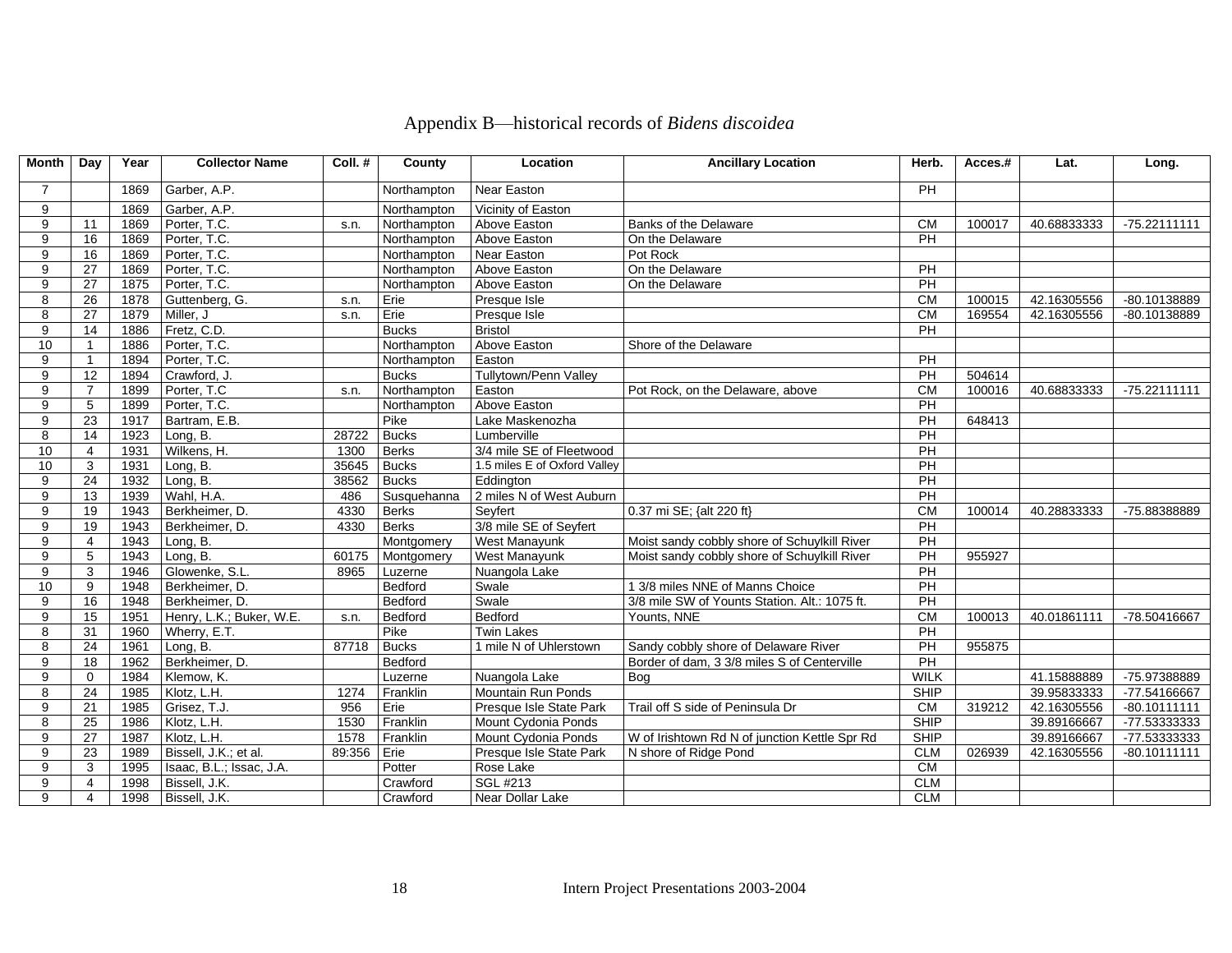# Appendix B—historical records of *Bidens discoidea*

| Month | Day | Year | Collector Name | Coll. # | County | Location | Ancillary Location | Herb. | Acces.# | Lat. | Long. |
|---|---|---|---|---|---|---|---|---|---|---|---|
| 7 | | 1869 | Garber, A.P. | | Northampton | Near Easton | | PH | | | |
| 9 | | 1869 | Garber, A.P. | | Northampton | Vicinity of Easton | | | | | |
| 9 | 11 | 1869 | Porter, T.C. | s.n. | Northampton | Above Easton | Banks of the Delaware | CM | 100017 | 40.68833333 | -75.22111111 |
| 9 | 16 | 1869 | Porter, T.C. | | Northampton | Above Easton | On the Delaware | PH | | | |
| 9 | 16 | 1869 | Porter, T.C. | | Northampton | Near Easton | Pot Rock | | | | |
| 9 | 27 | 1869 | Porter, T.C. | | Northampton | Above Easton | On the Delaware | PH | | | |
| 9 | 27 | 1875 | Porter, T.C. | | Northampton | Above Easton | On the Delaware | PH | | | |
| 8 | 26 | 1878 | Guttenberg, G. | s.n. | Erie | Presque Isle | | CM | 100015 | 42.16305556 | -80.10138889 |
| 8 | 27 | 1879 | Miller, J | s.n. | Erie | Presque Isle | | CM | 169554 | 42.16305556 | -80.10138889 |
| 9 | 14 | 1886 | Fretz, C.D. | | Bucks | Bristol | | PH | | | |
| 10 | 1 | 1886 | Porter, T.C. | | Northampton | Above Easton | Shore of the Delaware | | | | |
| 9 | 1 | 1894 | Porter, T.C. | | Northampton | Easton | | PH | | | |
| 9 | 12 | 1894 | Crawford, J. | | Bucks | Tullytown/Penn Valley | | PH | 504614 | | |
| 9 | 7 | 1899 | Porter, T.C | s.n. | Northampton | Easton | Pot Rock, on the Delaware, above | CM | 100016 | 40.68833333 | -75.22111111 |
| 9 | 5 | 1899 | Porter, T.C. | | Northampton | Above Easton | | PH | | | |
| 9 | 23 | 1917 | Bartram, E.B. | | Pike | Lake Maskenozha | | PH | 648413 | | |
| 8 | 14 | 1923 | Long, B. | 28722 | Bucks | Lumberville | | PH | | | |
| 10 | 4 | 1931 | Wilkens, H. | 1300 | Berks | 3/4 mile SE of Fleetwood | | PH | | | |
| 10 | 3 | 1931 | Long, B. | 35645 | Bucks | 1.5 miles E of Oxford Valley | | PH | | | |
| 9 | 24 | 1932 | Long, B. | 38562 | Bucks | Eddington | | PH | | | |
| 9 | 13 | 1939 | Wahl, H.A. | 486 | Susquehanna | 2 miles N of West Auburn | | PH | | | |
| 9 | 19 | 1943 | Berkheimer, D. | 4330 | Berks | Seyfert | 0.37 mi SE; {alt 220 ft} | CM | 100014 | 40.28833333 | -75.88388889 |
| 9 | 19 | 1943 | Berkheimer, D. | 4330 | Berks | 3/8 mile SE of Seyfert | | PH | | | |
| 9 | 4 | 1943 | Long, B. | | Montgomery | West Manayunk | Moist sandy cobbly shore of Schuylkill River | PH | | | |
| 9 | 5 | 1943 | Long, B. | 60175 | Montgomery | West Manayunk | Moist sandy cobbly shore of Schuylkill River | PH | 955927 | | |
| 9 | 3 | 1946 | Glowenke, S.L. | 8965 | Luzerne | Nuangola Lake | | PH | | | |
| 10 | 9 | 1948 | Berkheimer, D. | | Bedford | Swale | 1 3/8 miles NNE of Manns Choice | PH | | | |
| 9 | 16 | 1948 | Berkheimer, D. | | Bedford | Swale | 3/8 mile SW of Younts Station. Alt.: 1075 ft. | PH | | | |
| 9 | 15 | 1951 | Henry, L.K.; Buker, W.E. | s.n. | Bedford | Bedford | Younts, NNE | CM | 100013 | 40.01861111 | -78.50416667 |
| 8 | 31 | 1960 | Wherry, E.T. | | Pike | Twin Lakes | | PH | | | |
| 8 | 24 | 1961 | Long, B. | 87718 | Bucks | 1 mile N of Uhlerstown | Sandy cobbly shore of Delaware River | PH | 955875 | | |
| 9 | 18 | 1962 | Berkheimer, D. | | Bedford | | Border of dam, 3 3/8 miles S of Centerville | PH | | | |
| 9 | 0 | 1984 | Klemow, K. | | Luzerne | Nuangola Lake | Bog | WILK | | 41.15888889 | -75.97388889 |
| 8 | 24 | 1985 | Klotz, L.H. | 1274 | Franklin | Mountain Run Ponds | | SHIP | | 39.95833333 | -77.54166667 |
| 9 | 21 | 1985 | Grisez, T.J. | 956 | Erie | Presque Isle State Park | Trail off S side of Peninsula Dr | CM | 319212 | 42.16305556 | -80.10111111 |
| 8 | 25 | 1986 | Klotz, L.H. | 1530 | Franklin | Mount Cydonia Ponds | | SHIP | | 39.89166667 | -77.53333333 |
| 9 | 27 | 1987 | Klotz, L.H. | 1578 | Franklin | Mount Cydonia Ponds | W of Irishtown Rd N of junction Kettle Spr Rd | SHIP | | 39.89166667 | -77.53333333 |
| 9 | 23 | 1989 | Bissell, J.K.; et al. | 89:356 | Erie | Presque Isle State Park | N shore of Ridge Pond | CLM | 026939 | 42.16305556 | -80.10111111 |
| 9 | 3 | 1995 | Isaac, B.L.; Issac, J.A. | | Potter | Rose Lake | | CM | | | |
| 9 | 4 | 1998 | Bissell, J.K. | | Crawford | SGL #213 | | CLM | | | |
| 9 | 4 | 1998 | Bissell, J.K. | | Crawford | Near Dollar Lake | | CLM | | | |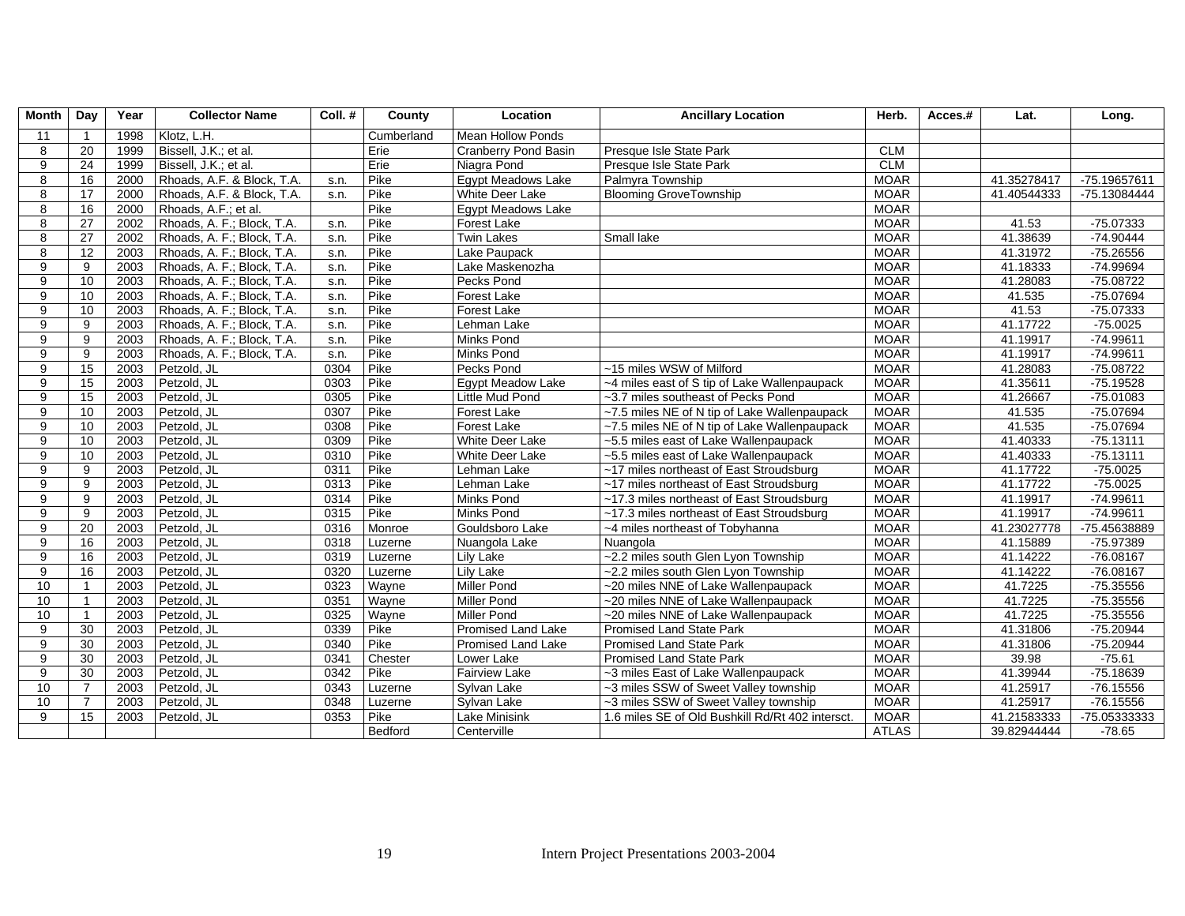| Month | Day | Year | Collector Name | Coll. # | County | Location | Ancillary Location | Herb. | Acces.# | Lat. | Long. |
|---|---|---|---|---|---|---|---|---|---|---|---|
| 11 | 1 | 1998 | Klotz, L.H. | | Cumberland | Mean Hollow Ponds | | | | | |
| 8 | 20 | 1999 | Bissell, J.K.; et al. | | Erie | Cranberry Pond Basin | Presque Isle State Park | CLM | | | |
| 9 | 24 | 1999 | Bissell, J.K.; et al. | | Erie | Niagra Pond | Presque Isle State Park | CLM | | | |
| 8 | 16 | 2000 | Rhoads, A.F. & Block, T.A. | s.n. | Pike | Egypt Meadows Lake | Palmyra Township | MOAR | | 41.35278417 | -75.19657611 |
| 8 | 17 | 2000 | Rhoads, A.F. & Block, T.A. | s.n. | Pike | White Deer Lake | Blooming GroveTownship | MOAR | | 41.40544333 | -75.13084444 |
| 8 | 16 | 2000 | Rhoads, A.F.; et al. | | Pike | Egypt Meadows Lake | | MOAR | | | |
| 8 | 27 | 2002 | Rhoads, A. F.; Block, T.A. | s.n. | Pike | Forest Lake | | MOAR | | 41.53 | -75.07333 |
| 8 | 27 | 2002 | Rhoads, A. F.; Block, T.A. | s.n. | Pike | Twin Lakes | Small lake | MOAR | | 41.38639 | -74.90444 |
| 8 | 12 | 2003 | Rhoads, A. F.; Block, T.A. | s.n. | Pike | Lake Paupack | | MOAR | | 41.31972 | -75.26556 |
| 9 | 9 | 2003 | Rhoads, A. F.; Block, T.A. | s.n. | Pike | Lake Maskenozha | | MOAR | | 41.18333 | -74.99694 |
| 9 | 10 | 2003 | Rhoads, A. F.; Block, T.A. | s.n. | Pike | Pecks Pond | | MOAR | | 41.28083 | -75.08722 |
| 9 | 10 | 2003 | Rhoads, A. F.; Block, T.A. | s.n. | Pike | Forest Lake | | MOAR | | 41.535 | -75.07694 |
| 9 | 10 | 2003 | Rhoads, A. F.; Block, T.A. | s.n. | Pike | Forest Lake | | MOAR | | 41.53 | -75.07333 |
| 9 | 9 | 2003 | Rhoads, A. F.; Block, T.A. | s.n. | Pike | Lehman Lake | | MOAR | | 41.17722 | -75.0025 |
| 9 | 9 | 2003 | Rhoads, A. F.; Block, T.A. | s.n. | Pike | Minks Pond | | MOAR | | 41.19917 | -74.99611 |
| 9 | 9 | 2003 | Rhoads, A. F.; Block, T.A. | s.n. | Pike | Minks Pond | | MOAR | | 41.19917 | -74.99611 |
| 9 | 15 | 2003 | Petzold, JL | 0304 | Pike | Pecks Pond | ~15 miles WSW of Milford | MOAR | | 41.28083 | -75.08722 |
| 9 | 15 | 2003 | Petzold, JL | 0303 | Pike | Egypt Meadow Lake | ~4 miles east of S tip of Lake Wallenpaupack | MOAR | | 41.35611 | -75.19528 |
| 9 | 15 | 2003 | Petzold, JL | 0305 | Pike | Little Mud Pond | ~3.7 miles southeast of Pecks Pond | MOAR | | 41.26667 | -75.01083 |
| 9 | 10 | 2003 | Petzold, JL | 0307 | Pike | Forest Lake | ~7.5 miles NE of N tip of Lake Wallenpaupack | MOAR | | 41.535 | -75.07694 |
| 9 | 10 | 2003 | Petzold, JL | 0308 | Pike | Forest Lake | ~7.5 miles NE of N tip of Lake Wallenpaupack | MOAR | | 41.535 | -75.07694 |
| 9 | 10 | 2003 | Petzold, JL | 0309 | Pike | White Deer Lake | ~5.5 miles east of Lake Wallenpaupack | MOAR | | 41.40333 | -75.13111 |
| 9 | 10 | 2003 | Petzold, JL | 0310 | Pike | White Deer Lake | ~5.5 miles east of Lake Wallenpaupack | MOAR | | 41.40333 | -75.13111 |
| 9 | 9 | 2003 | Petzold, JL | 0311 | Pike | Lehman Lake | ~17 miles northeast of East Stroudsburg | MOAR | | 41.17722 | -75.0025 |
| 9 | 9 | 2003 | Petzold, JL | 0313 | Pike | Lehman Lake | ~17 miles northeast of East Stroudsburg | MOAR | | 41.17722 | -75.0025 |
| 9 | 9 | 2003 | Petzold, JL | 0314 | Pike | Minks Pond | ~17.3 miles northeast of East Stroudsburg | MOAR | | 41.19917 | -74.99611 |
| 9 | 9 | 2003 | Petzold, JL | 0315 | Pike | Minks Pond | ~17.3 miles northeast of East Stroudsburg | MOAR | | 41.19917 | -74.99611 |
| 9 | 20 | 2003 | Petzold, JL | 0316 | Monroe | Gouldsboro Lake | ~4 miles northeast of Tobyhanna | MOAR | | 41.23027778 | -75.45638889 |
| 9 | 16 | 2003 | Petzold, JL | 0318 | Luzerne | Nuangola Lake | Nuangola | MOAR | | 41.15889 | -75.97389 |
| 9 | 16 | 2003 | Petzold, JL | 0319 | Luzerne | Lily Lake | ~2.2 miles south Glen Lyon Township | MOAR | | 41.14222 | -76.08167 |
| 9 | 16 | 2003 | Petzold, JL | 0320 | Luzerne | Lily Lake | ~2.2 miles south Glen Lyon Township | MOAR | | 41.14222 | -76.08167 |
| 10 | 1 | 2003 | Petzold, JL | 0323 | Wayne | Miller Pond | ~20 miles NNE of Lake Wallenpaupack | MOAR | | 41.7225 | -75.35556 |
| 10 | 1 | 2003 | Petzold, JL | 0351 | Wayne | Miller Pond | ~20 miles NNE of Lake Wallenpaupack | MOAR | | 41.7225 | -75.35556 |
| 10 | 1 | 2003 | Petzold, JL | 0325 | Wayne | Miller Pond | ~20 miles NNE of Lake Wallenpaupack | MOAR | | 41.7225 | -75.35556 |
| 9 | 30 | 2003 | Petzold, JL | 0339 | Pike | Promised Land Lake | Promised Land State Park | MOAR | | 41.31806 | -75.20944 |
| 9 | 30 | 2003 | Petzold, JL | 0340 | Pike | Promised Land Lake | Promised Land State Park | MOAR | | 41.31806 | -75.20944 |
| 9 | 30 | 2003 | Petzold, JL | 0341 | Chester | Lower Lake | Promised Land State Park | MOAR | | 39.98 | -75.61 |
| 9 | 30 | 2003 | Petzold, JL | 0342 | Pike | Fairview Lake | ~3 miles East of Lake Wallenpaupack | MOAR | | 41.39944 | -75.18639 |
| 10 | 7 | 2003 | Petzold, JL | 0343 | Luzerne | Sylvan Lake | ~3 miles SSW of Sweet Valley township | MOAR | | 41.25917 | -76.15556 |
| 10 | 7 | 2003 | Petzold, JL | 0348 | Luzerne | Sylvan Lake | ~3 miles SSW of Sweet Valley township | MOAR | | 41.25917 | -76.15556 |
| 9 | 15 | 2003 | Petzold, JL | 0353 | Pike | Lake Minisink | 1.6 miles SE of Old Bushkill Rd/Rt 402 intersct. | MOAR | | 41.21583333 | -75.05333333 |
| | | | | | Bedford | Centerville | | ATLAS | | 39.82944444 | -78.65 |

Intern Project Presentations 2003-2004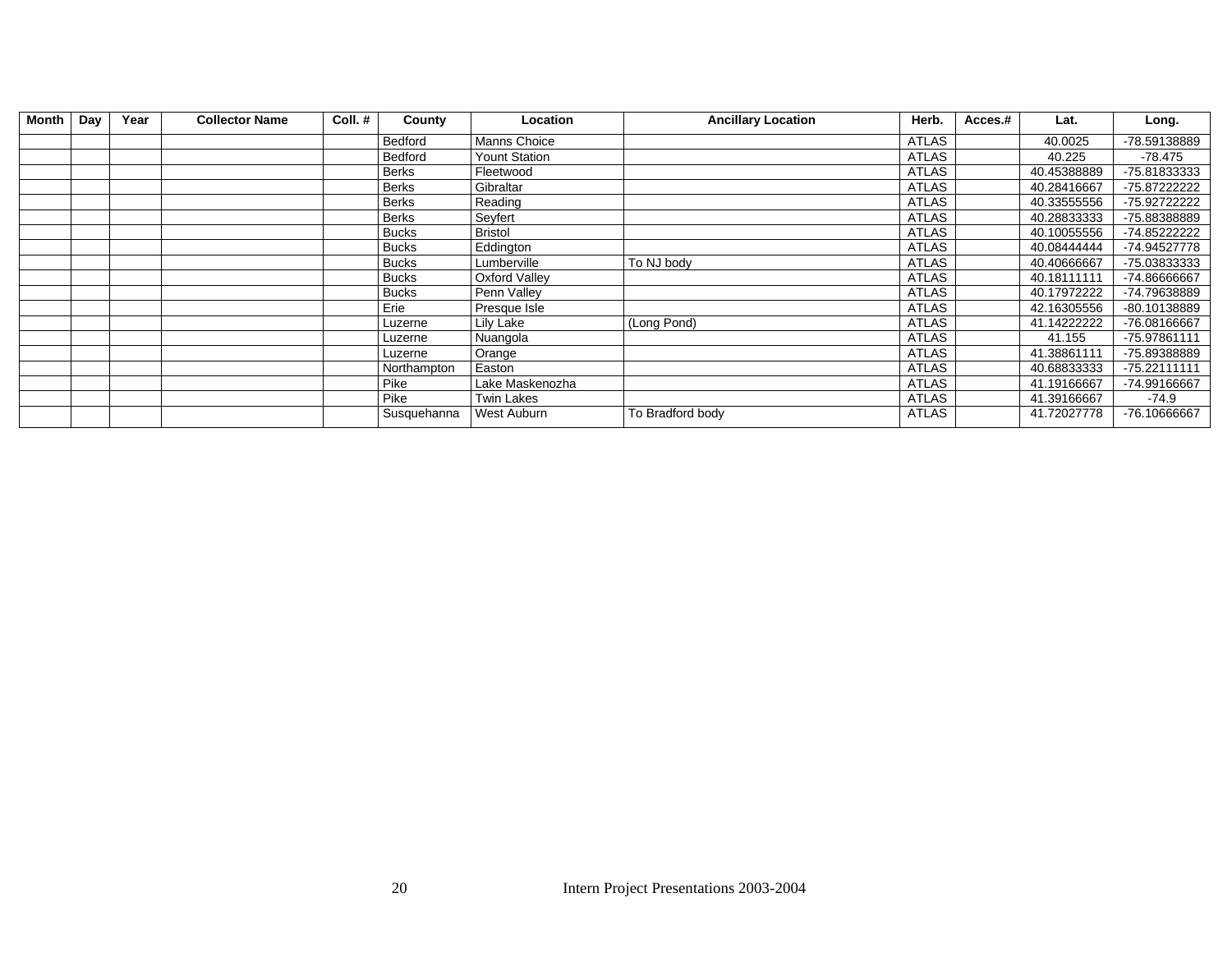| Month | Day | Year | Collector Name | Coll. # | County | Location | Ancillary Location | Herb. | Acces.# | Lat. | Long. |
|---|---|---|---|---|---|---|---|---|---|---|---|
| | | | | | Bedford | Manns Choice | | ATLAS | | 40.0025 | -78.59138889 |
| | | | | | Bedford | Yount Station | | ATLAS | | 40.225 | -78.475 |
| | | | | | Berks | Fleetwood | | ATLAS | | 40.45388889 | -75.81833333 |
| | | | | | Berks | Gibraltar | | ATLAS | | 40.28416667 | -75.87222222 |
| | | | | | Berks | Reading | | ATLAS | | 40.33555556 | -75.92722222 |
| | | | | | Berks | Seyfert | | ATLAS | | 40.28833333 | -75.88388889 |
| | | | | | Bucks | Bristol | | ATLAS | | 40.10055556 | -74.85222222 |
| | | | | | Bucks | Eddington | | ATLAS | | 40.08444444 | -74.94527778 |
| | | | | | Bucks | Lumberville | To NJ body | ATLAS | | 40.40666667 | -75.03833333 |
| | | | | | Bucks | Oxford Valley | | ATLAS | | 40.18111111 | -74.86666667 |
| | | | | | Bucks | Penn Valley | | ATLAS | | 40.17972222 | -74.79638889 |
| | | | | | Erie | Presque Isle | | ATLAS | | 42.16305556 | -80.10138889 |
| | | | | | Luzerne | Lily Lake | (Long Pond) | ATLAS | | 41.14222222 | -76.08166667 |
| | | | | | Luzerne | Nuangola | | ATLAS | | 41.155 | -75.97861111 |
| | | | | | Luzerne | Orange | | ATLAS | | 41.38861111 | -75.89388889 |
| | | | | | Northampton | Easton | | ATLAS | | 40.68833333 | -75.22111111 |
| | | | | | Pike | Lake Maskenozha | | ATLAS | | 41.19166667 | -74.99166667 |
| | | | | | Pike | Twin Lakes | | ATLAS | | 41.39166667 | -74.9 |
| | | | | | Susquehanna | West Auburn | To Bradford body | ATLAS | | 41.72027778 | -76.10666667 |